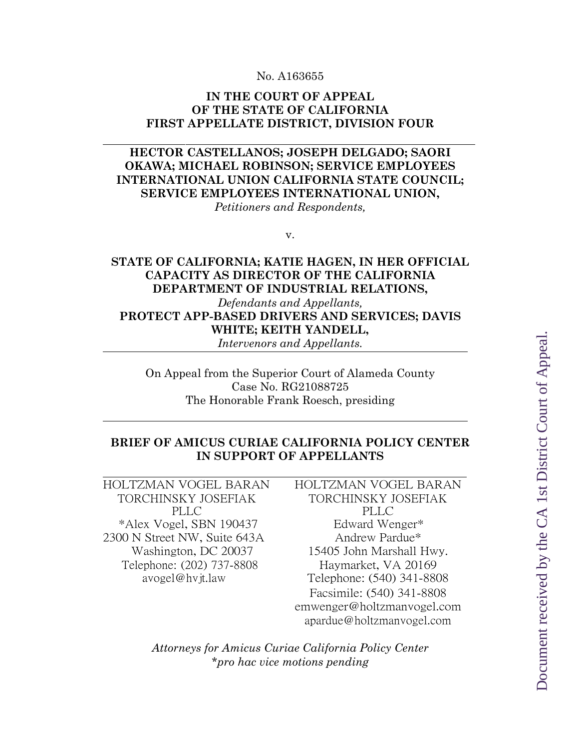No. A163655

**IN THE COURT OF APPEAL**
**OF THE STATE OF CALIFORNIA**
**FIRST APPELLATE DISTRICT, DIVISION FOUR**

---

**HECTOR CASTELLANOS; JOSEPH DELGADO; SAORI OKAWA; MICHAEL ROBINSON; SERVICE EMPLOYEES INTERNATIONAL UNION CALIFORNIA STATE COUNCIL; SERVICE EMPLOYEES INTERNATIONAL UNION,**
*Petitioners and Respondents,*

v.

**STATE OF CALIFORNIA; KATIE HAGEN, IN HER OFFICIAL CAPACITY AS DIRECTOR OF THE CALIFORNIA DEPARTMENT OF INDUSTRIAL RELATIONS,**
*Defendants and Appellants,*
**PROTECT APP-BASED DRIVERS AND SERVICES; DAVIS WHITE; KEITH YANDELL,**
*Intervenors and Appellants.*

---

On Appeal from the Superior Court of Alameda County
Case No. RG21088725
The Honorable Frank Roesch, presiding

---

**BRIEF OF AMICUS CURIAE CALIFORNIA POLICY CENTER IN SUPPORT OF APPELLANTS**

---

HOLTZMAN VOGEL BARAN TORCHINSKY JOSEFIAK PLLC
*Alex Vogel, SBN 190437
2300 N Street NW, Suite 643A
Washington, DC 20037
Telephone: (202) 737-8808
avogel@hvjt.law

HOLTZMAN VOGEL BARAN TORCHINSKY JOSEFIAK PLLC
Edward Wenger*
Andrew Pardue*
15405 John Marshall Hwy.
Haymarket, VA 20169
Telephone: (540) 341-8808
Facsimile: (540) 341-8808
emwenger@holtzmanvogel.com
apardue@holtzmanvogel.com

*Attorneys for Amicus Curiae California Policy Center*
**pro hac vice motions pending*

Document received by the CA 1st District Court of Appeal.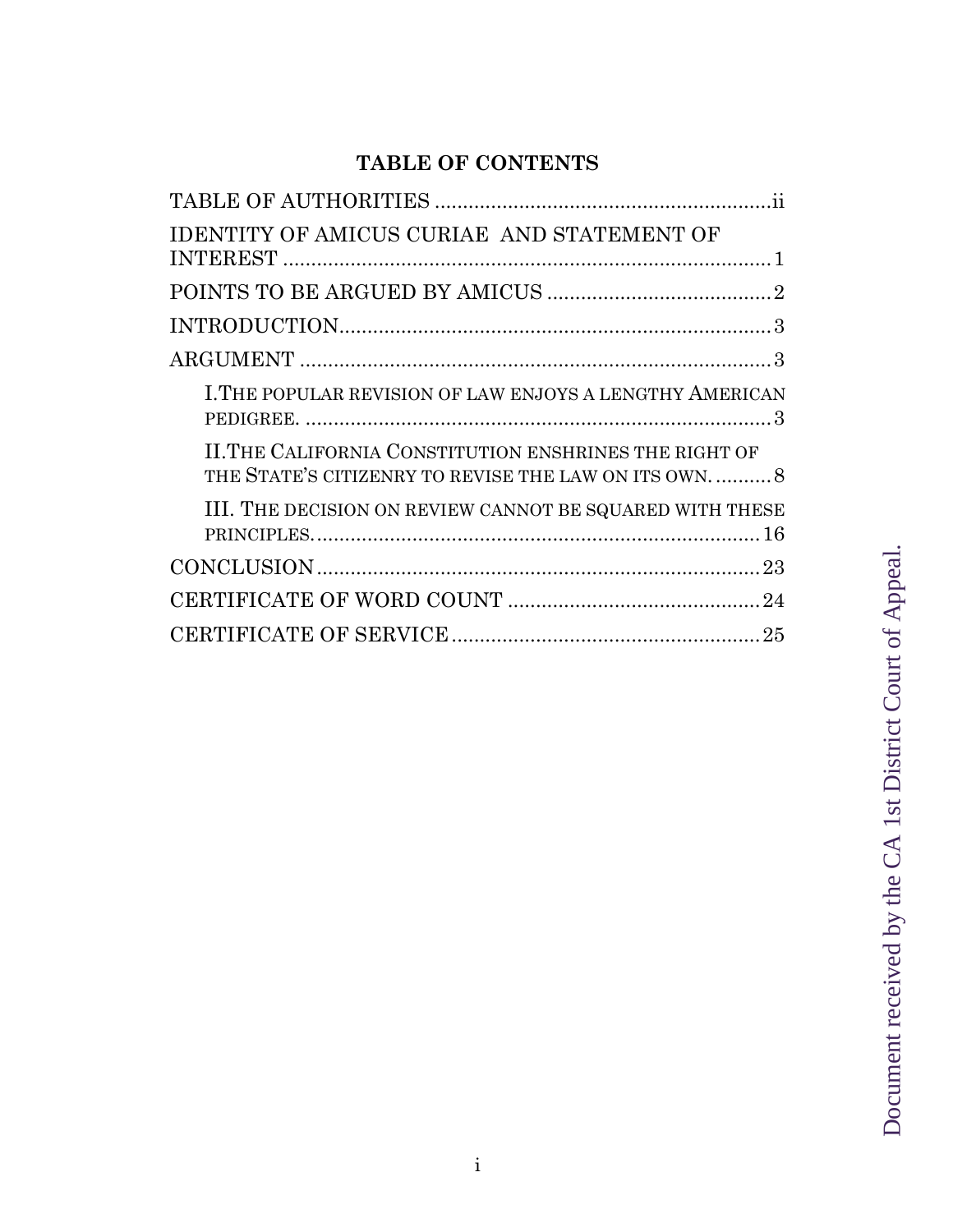# TABLE OF CONTENTS

TABLE OF AUTHORITIES ............................................................ii

IDENTITY OF AMICUS CURIAE AND STATEMENT OF INTEREST ........................................................................................ 1

POINTS TO BE ARGUED BY AMICUS ........................................ 2

INTRODUCTION............................................................................ 3

ARGUMENT .................................................................................... 3

- I. THE POPULAR REVISION OF LAW ENJOYS A LENGTHY AMERICAN PEDIGREE. .................................................................................... 3
- II. THE CALIFORNIA CONSTITUTION ENSHRINES THE RIGHT OF THE STATE'S CITIZENRY TO REVISE THE LAW ON ITS OWN. .......... 8
- III. THE DECISION ON REVIEW CANNOT BE SQUARED WITH THESE PRINCIPLES. ............................................................................... 16

CONCLUSION ............................................................................... 23

CERTIFICATE OF WORD COUNT ............................................ 24

CERTIFICATE OF SERVICE ....................................................... 25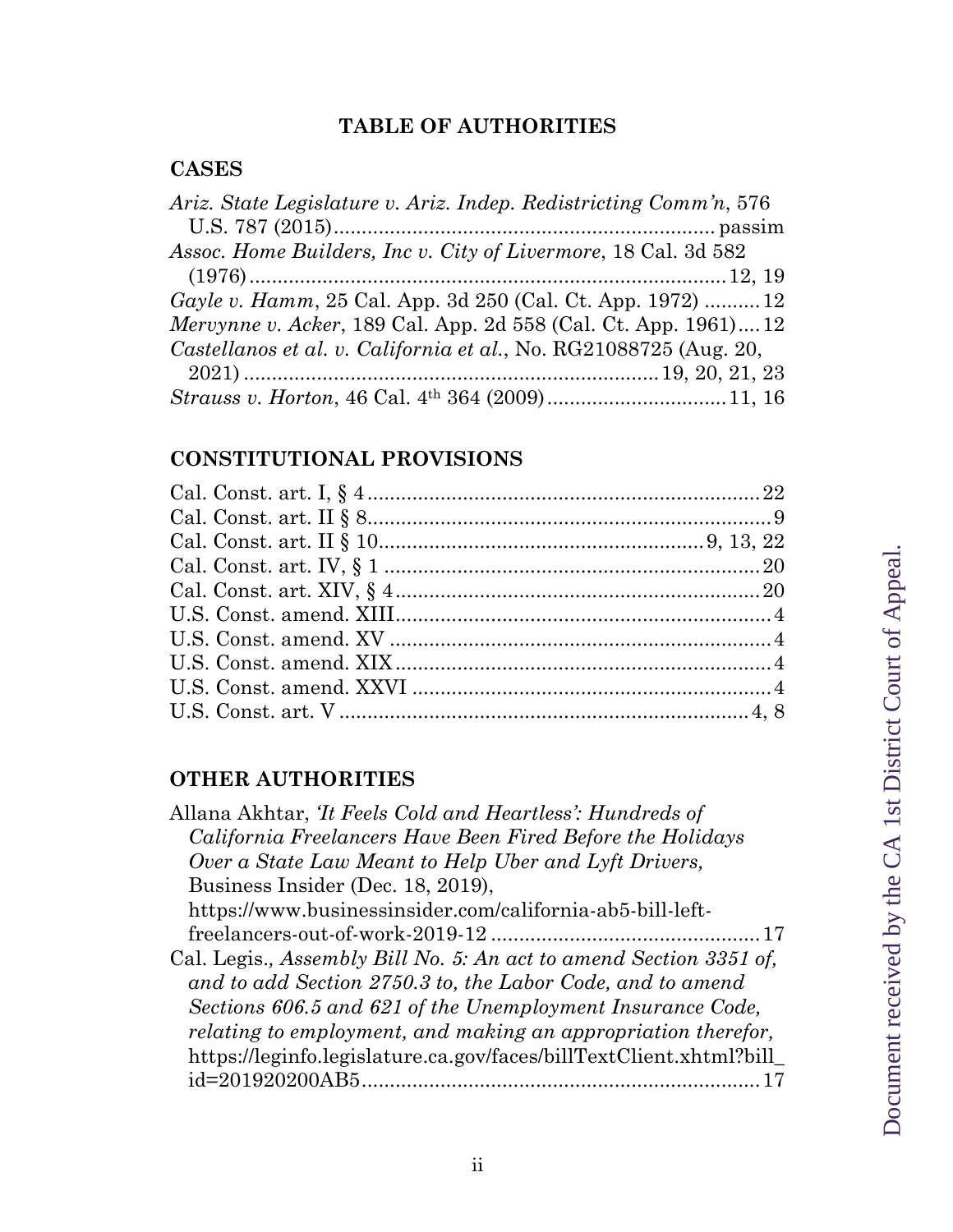## TABLE OF AUTHORITIES

### CASES

*Ariz. State Legislature v. Ariz. Indep. Redistricting Comm'n*, 576 U.S. 787 (2015) ........ passim

*Assoc. Home Builders, Inc v. City of Livermore*, 18 Cal. 3d 582 (1976) ........ 12, 19

*Gayle v. Hamm*, 25 Cal. App. 3d 250 (Cal. Ct. App. 1972) ........ 12

*Mervynne v. Acker*, 189 Cal. App. 2d 558 (Cal. Ct. App. 1961) ........ 12

*Castellanos et al. v. California et al.*, No. RG21088725 (Aug. 20, 2021) ........ 19, 20, 21, 23

*Strauss v. Horton*, 46 Cal. 4th 364 (2009) ........ 11, 16

### CONSTITUTIONAL PROVISIONS

Cal. Const. art. I, § 4 ........ 22

Cal. Const. art. II § 8 ........ 9

Cal. Const. art. II § 10 ........ 9, 13, 22

Cal. Const. art. IV, § 1 ........ 20

Cal. Const. art. XIV, § 4 ........ 20

U.S. Const. amend. XIII ........ 4

U.S. Const. amend. XV ........ 4

U.S. Const. amend. XIX ........ 4

U.S. Const. amend. XXVI ........ 4

U.S. Const. art. V ........ 4, 8

### OTHER AUTHORITIES

Allana Akhtar, *'It Feels Cold and Heartless': Hundreds of California Freelancers Have Been Fired Before the Holidays Over a State Law Meant to Help Uber and Lyft Drivers,* Business Insider (Dec. 18, 2019), https://www.businessinsider.com/california-ab5-bill-left-freelancers-out-of-work-2019-12 ........ 17

Cal. Legis., *Assembly Bill No. 5: An act to amend Section 3351 of, and to add Section 2750.3 to, the Labor Code, and to amend Sections 606.5 and 621 of the Unemployment Insurance Code, relating to employment, and making an appropriation therefor,* https://leginfo.legislature.ca.gov/faces/billTextClient.xhtml?bill_id=201920200AB5 ........ 17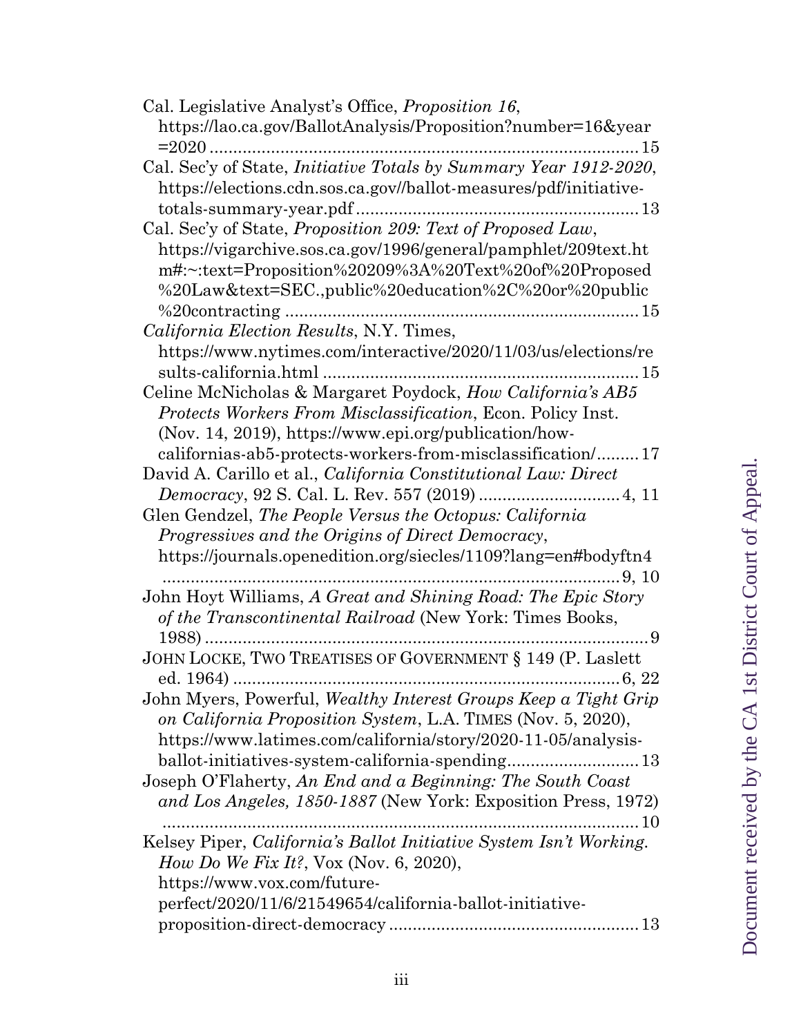Cal. Legislative Analyst's Office, *Proposition 16*, https://lao.ca.gov/BallotAnalysis/Proposition?number=16&year =2020 ........................................................................................... 15

Cal. Sec'y of State, *Initiative Totals by Summary Year 1912-2020*, https://elections.cdn.sos.ca.gov//ballot-measures/pdf/initiative-totals-summary-year.pdf ........................................................... 13

Cal. Sec'y of State, *Proposition 209: Text of Proposed Law*, https://vigarchive.sos.ca.gov/1996/general/pamphlet/209text.ht m#:~:text=Proposition%20209%3A%20Text%20of%20Proposed %20Law&text=SEC.,public%20education%2C%20or%20public %20contracting ......................................................................... 15

*California Election Results*, N.Y. Times, https://www.nytimes.com/interactive/2020/11/03/us/elections/re sults-california.html .................................................................. 15

Celine McNicholas & Margaret Poydock, *How California's AB5 Protects Workers From Misclassification*, Econ. Policy Inst. (Nov. 14, 2019), https://www.epi.org/publication/how-californias-ab5-protects-workers-from-misclassification/......... 17

David A. Carillo et al., *California Constitutional Law: Direct Democracy*, 92 S. Cal. L. Rev. 557 (2019) ............................. 4, 11

Glen Gendzel, *The People Versus the Octopus: California Progressives and the Origins of Direct Democracy*, https://journals.openedition.org/siecles/1109?lang=en#bodyftn4 .................................................................................................. 9, 10

John Hoyt Williams, *A Great and Shining Road: The Epic Story of the Transcontinental Railroad* (New York: Times Books, 1988) .............................................................................................. 9

JOHN LOCKE, TWO TREATISES OF GOVERNMENT § 149 (P. Laslett ed. 1964) .................................................................................. 6, 22

John Myers, Powerful, *Wealthy Interest Groups Keep a Tight Grip on California Proposition System*, L.A. TIMES (Nov. 5, 2020), https://www.latimes.com/california/story/2020-11-05/analysis-ballot-initiatives-system-california-spending........................... 13

Joseph O'Flaherty, *An End and a Beginning: The South Coast and Los Angeles, 1850-1887* (New York: Exposition Press, 1972) ..................................................................................................... 10

Kelsey Piper, *California's Ballot Initiative System Isn't Working. How Do We Fix It?*, Vox (Nov. 6, 2020), https://www.vox.com/future-perfect/2020/11/6/21549654/california-ballot-initiative-proposition-direct-democracy ..................................................... 13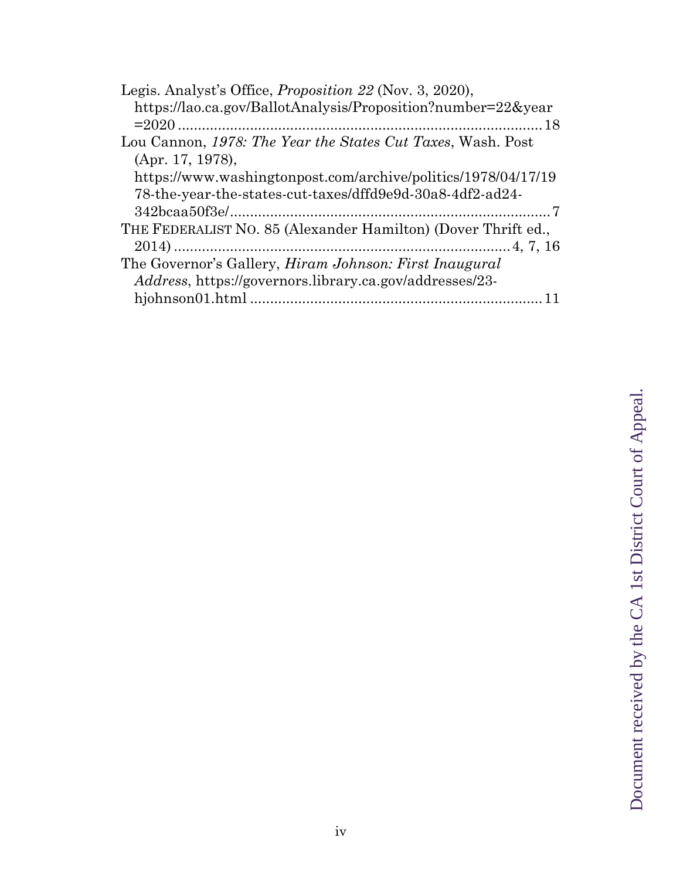Legis. Analyst's Office, *Proposition 22* (Nov. 3, 2020), https://lao.ca.gov/BallotAnalysis/Proposition?number=22&year=2020 ........................................................................................ 18

Lou Cannon, *1978: The Year the States Cut Taxes*, Wash. Post (Apr. 17, 1978), https://www.washingtonpost.com/archive/politics/1978/04/17/1978-the-year-the-states-cut-taxes/dffd9e9d-30a8-4df2-ad24-342bcaa50f3e/................................................................................ 7

THE FEDERALIST NO. 85 (Alexander Hamilton) (Dover Thrift ed., 2014) .................................................................................... 4, 7, 16

The Governor's Gallery, *Hiram Johnson: First Inaugural Address*, https://governors.library.ca.gov/addresses/23-hjohnson01.html ........................................................................ 11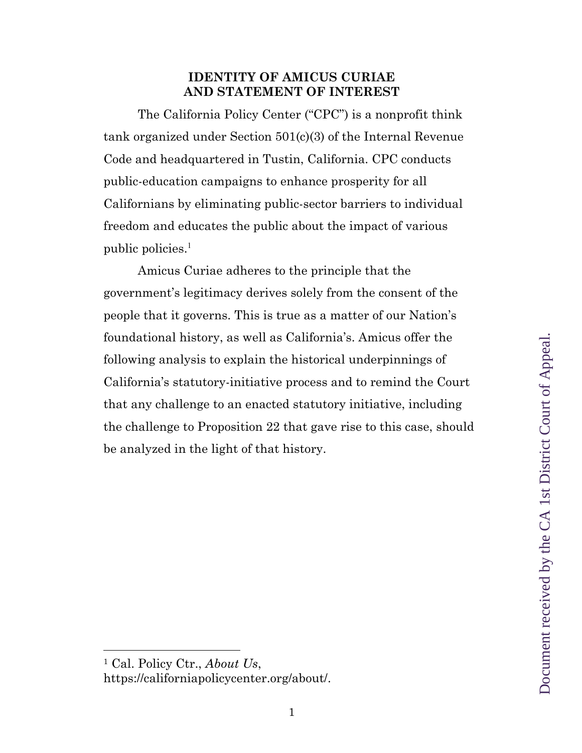## IDENTITY OF AMICUS CURIAE AND STATEMENT OF INTEREST

The California Policy Center ("CPC") is a nonprofit think tank organized under Section 501(c)(3) of the Internal Revenue Code and headquartered in Tustin, California. CPC conducts public-education campaigns to enhance prosperity for all Californians by eliminating public-sector barriers to individual freedom and educates the public about the impact of various public policies.[1]

Amicus Curiae adheres to the principle that the government's legitimacy derives solely from the consent of the people that it governs. This is true as a matter of our Nation's foundational history, as well as California's. Amicus offer the following analysis to explain the historical underpinnings of California's statutory-initiative process and to remind the Court that any challenge to an enacted statutory initiative, including the challenge to Proposition 22 that gave rise to this case, should be analyzed in the light of that history.

---

[1] Cal. Policy Ctr., *About Us*, https://californiapolicycenter.org/about/.

Document received by the CA 1st District Court of Appeal.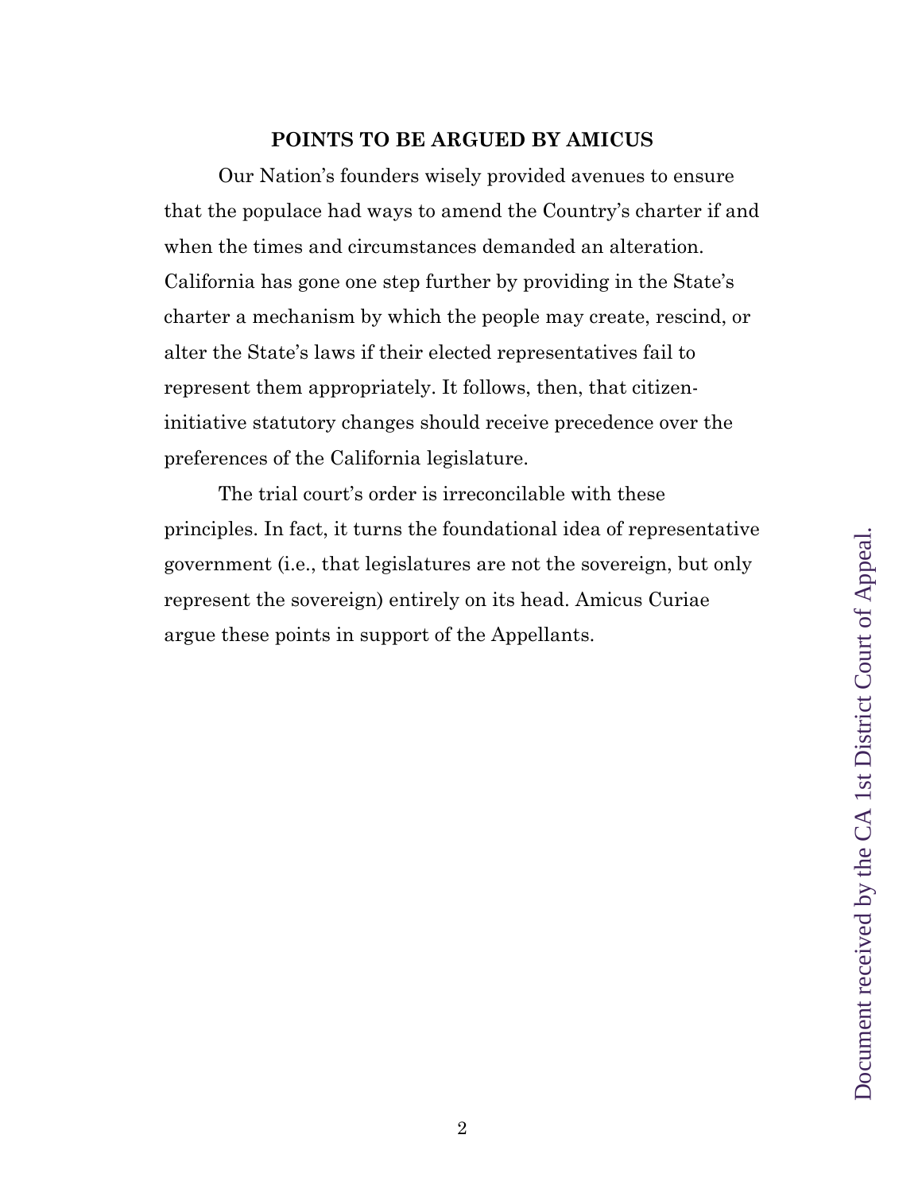## POINTS TO BE ARGUED BY AMICUS

Our Nation's founders wisely provided avenues to ensure that the populace had ways to amend the Country's charter if and when the times and circumstances demanded an alteration. California has gone one step further by providing in the State's charter a mechanism by which the people may create, rescind, or alter the State's laws if their elected representatives fail to represent them appropriately. It follows, then, that citizen-initiative statutory changes should receive precedence over the preferences of the California legislature.

The trial court's order is irreconcilable with these principles. In fact, it turns the foundational idea of representative government (i.e., that legislatures are not the sovereign, but only represent the sovereign) entirely on its head. Amicus Curiae argue these points in support of the Appellants.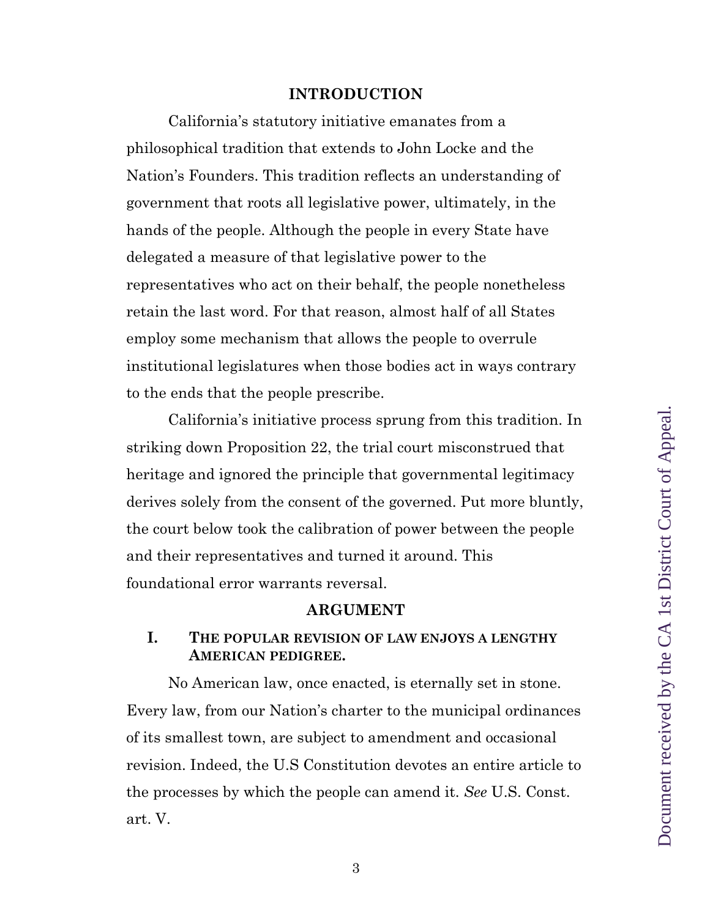## INTRODUCTION

California's statutory initiative emanates from a philosophical tradition that extends to John Locke and the Nation's Founders. This tradition reflects an understanding of government that roots all legislative power, ultimately, in the hands of the people. Although the people in every State have delegated a measure of that legislative power to the representatives who act on their behalf, the people nonetheless retain the last word. For that reason, almost half of all States employ some mechanism that allows the people to overrule institutional legislatures when those bodies act in ways contrary to the ends that the people prescribe.

California's initiative process sprung from this tradition. In striking down Proposition 22, the trial court misconstrued that heritage and ignored the principle that governmental legitimacy derives solely from the consent of the governed. Put more bluntly, the court below took the calibration of power between the people and their representatives and turned it around. This foundational error warrants reversal.

## ARGUMENT

### I. THE POPULAR REVISION OF LAW ENJOYS A LENGTHY AMERICAN PEDIGREE.

No American law, once enacted, is eternally set in stone. Every law, from our Nation's charter to the municipal ordinances of its smallest town, are subject to amendment and occasional revision. Indeed, the U.S Constitution devotes an entire article to the processes by which the people can amend it. *See* U.S. Const. art. V.

Document received by the CA 1st District Court of Appeal.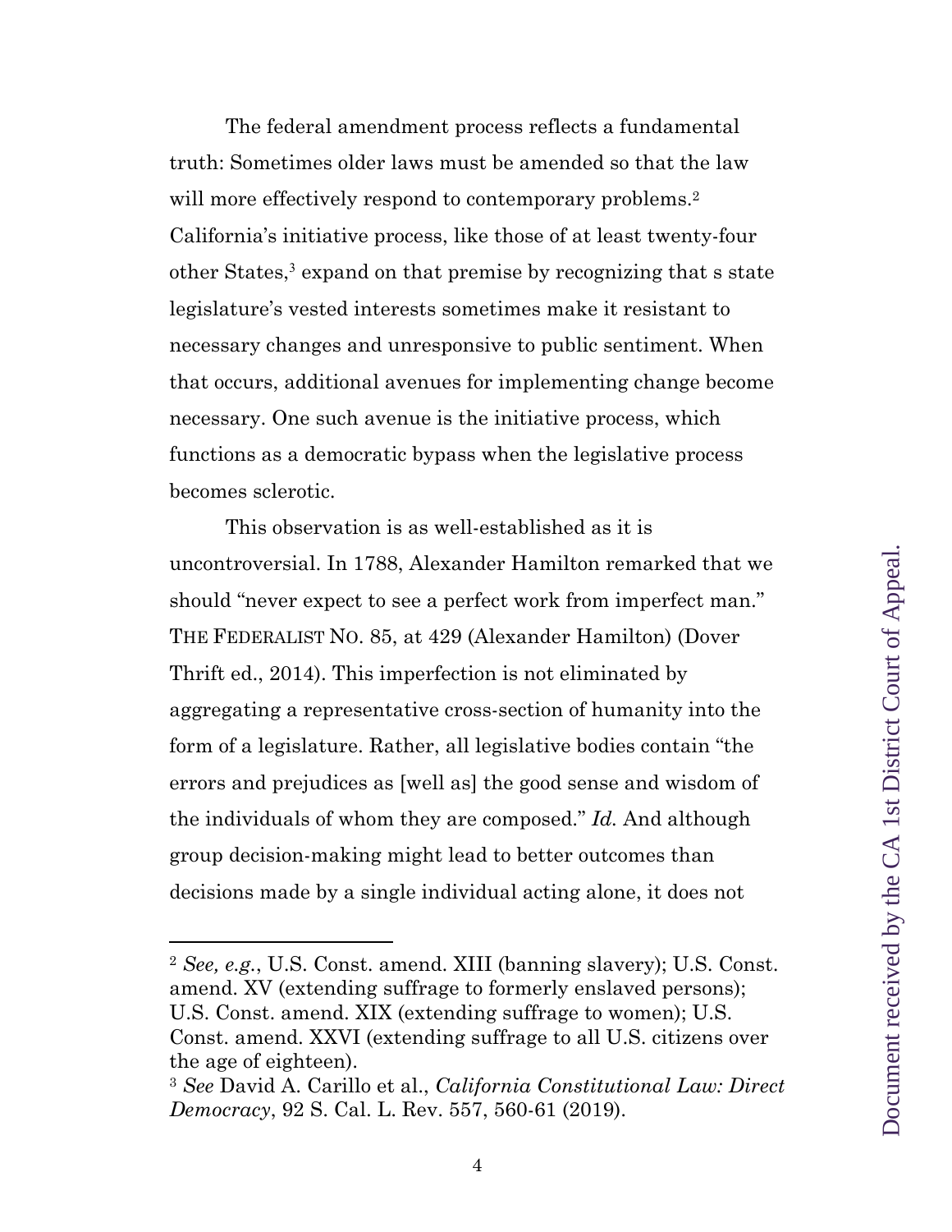The federal amendment process reflects a fundamental truth: Sometimes older laws must be amended so that the law will more effectively respond to contemporary problems.[2] California's initiative process, like those of at least twenty-four other States,[3] expand on that premise by recognizing that s state legislature's vested interests sometimes make it resistant to necessary changes and unresponsive to public sentiment. When that occurs, additional avenues for implementing change become necessary. One such avenue is the initiative process, which functions as a democratic bypass when the legislative process becomes sclerotic.

This observation is as well-established as it is uncontroversial. In 1788, Alexander Hamilton remarked that we should "never expect to see a perfect work from imperfect man." THE FEDERALIST NO. 85, at 429 (Alexander Hamilton) (Dover Thrift ed., 2014). This imperfection is not eliminated by aggregating a representative cross-section of humanity into the form of a legislature. Rather, all legislative bodies contain "the errors and prejudices as [well as] the good sense and wisdom of the individuals of whom they are composed." *Id.* And although group decision-making might lead to better outcomes than decisions made by a single individual acting alone, it does not

---

[2] *See, e.g.*, U.S. Const. amend. XIII (banning slavery); U.S. Const. amend. XV (extending suffrage to formerly enslaved persons); U.S. Const. amend. XIX (extending suffrage to women); U.S. Const. amend. XXVI (extending suffrage to all U.S. citizens over the age of eighteen).

[3] *See* David A. Carillo et al., *California Constitutional Law: Direct Democracy*, 92 S. Cal. L. Rev. 557, 560-61 (2019).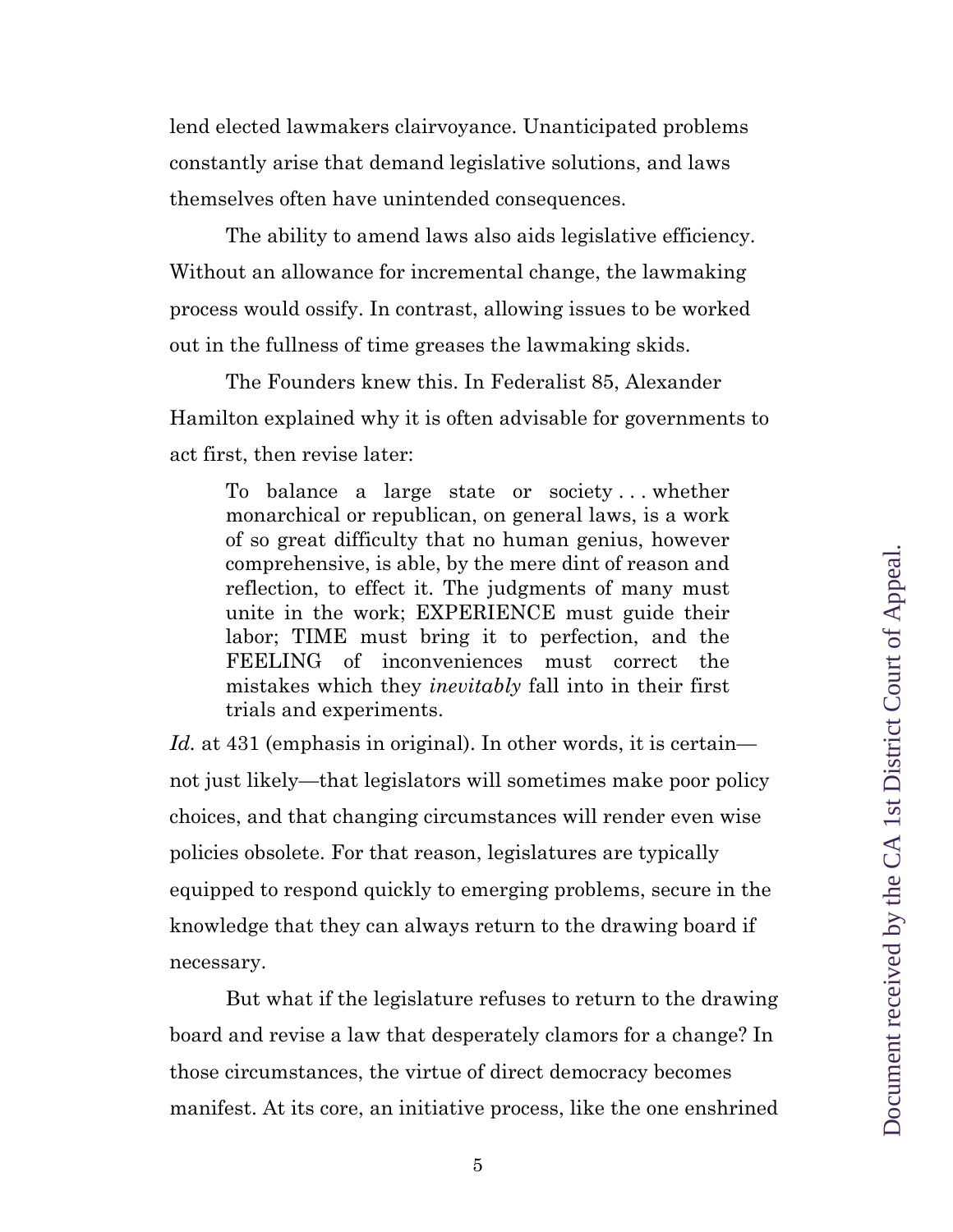lend elected lawmakers clairvoyance. Unanticipated problems constantly arise that demand legislative solutions, and laws themselves often have unintended consequences.

The ability to amend laws also aids legislative efficiency. Without an allowance for incremental change, the lawmaking process would ossify. In contrast, allowing issues to be worked out in the fullness of time greases the lawmaking skids.

The Founders knew this. In Federalist 85, Alexander Hamilton explained why it is often advisable for governments to act first, then revise later:

> To balance a large state or society . . . whether monarchical or republican, on general laws, is a work of so great difficulty that no human genius, however comprehensive, is able, by the mere dint of reason and reflection, to effect it. The judgments of many must unite in the work; EXPERIENCE must guide their labor; TIME must bring it to perfection, and the FEELING of inconveniences must correct the mistakes which they *inevitably* fall into in their first trials and experiments.

*Id.* at 431 (emphasis in original). In other words, it is certain—not just likely—that legislators will sometimes make poor policy choices, and that changing circumstances will render even wise policies obsolete. For that reason, legislatures are typically equipped to respond quickly to emerging problems, secure in the knowledge that they can always return to the drawing board if necessary.

But what if the legislature refuses to return to the drawing board and revise a law that desperately clamors for a change? In those circumstances, the virtue of direct democracy becomes manifest. At its core, an initiative process, like the one enshrined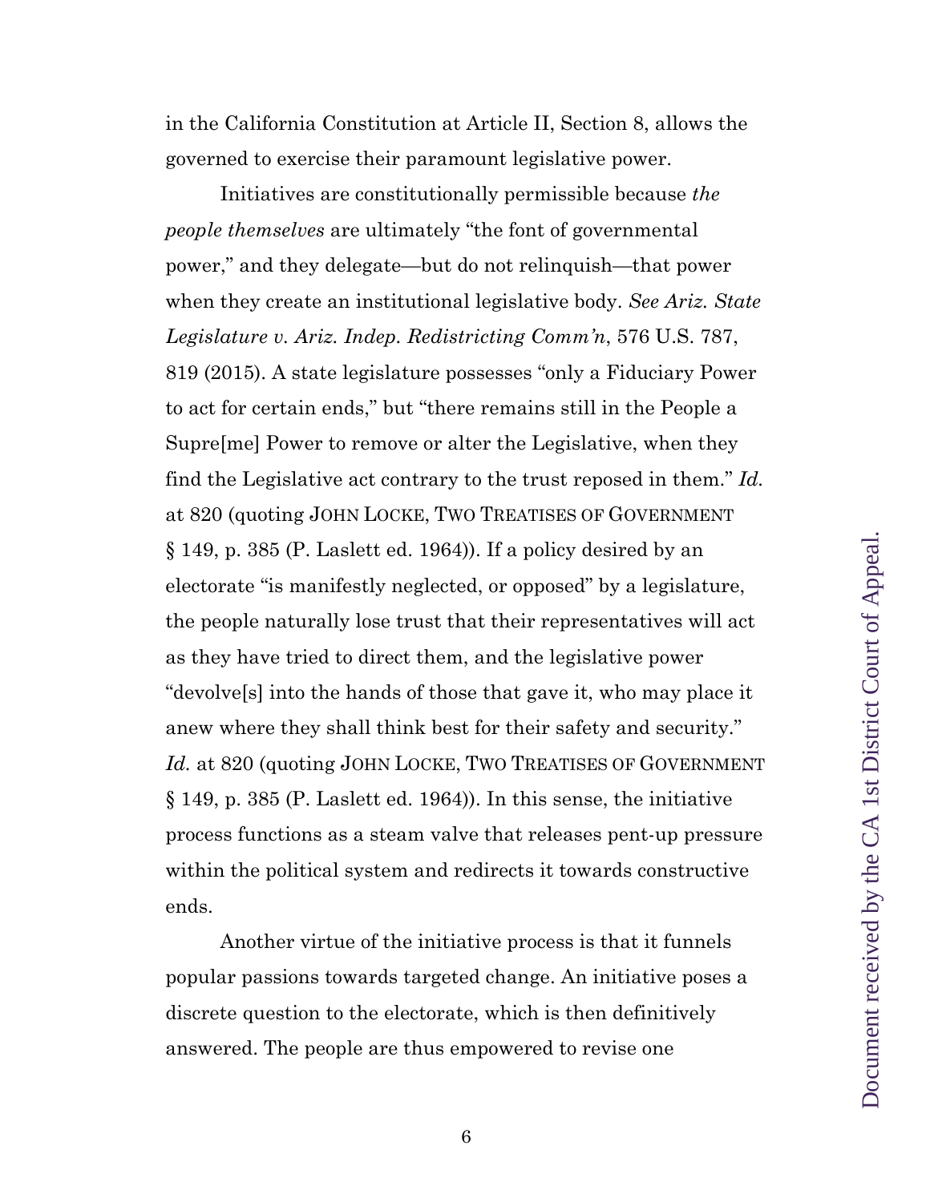in the California Constitution at Article II, Section 8, allows the governed to exercise their paramount legislative power.

Initiatives are constitutionally permissible because *the people themselves* are ultimately "the font of governmental power," and they delegate—but do not relinquish—that power when they create an institutional legislative body. *See Ariz. State Legislature v. Ariz. Indep. Redistricting Comm'n*, 576 U.S. 787, 819 (2015). A state legislature possesses "only a Fiduciary Power to act for certain ends," but "there remains still in the People a Supre[me] Power to remove or alter the Legislative, when they find the Legislative act contrary to the trust reposed in them." *Id.* at 820 (quoting JOHN LOCKE, TWO TREATISES OF GOVERNMENT § 149, p. 385 (P. Laslett ed. 1964)). If a policy desired by an electorate "is manifestly neglected, or opposed" by a legislature, the people naturally lose trust that their representatives will act as they have tried to direct them, and the legislative power "devolve[s] into the hands of those that gave it, who may place it anew where they shall think best for their safety and security." *Id.* at 820 (quoting JOHN LOCKE, TWO TREATISES OF GOVERNMENT § 149, p. 385 (P. Laslett ed. 1964)). In this sense, the initiative process functions as a steam valve that releases pent-up pressure within the political system and redirects it towards constructive ends.

Another virtue of the initiative process is that it funnels popular passions towards targeted change. An initiative poses a discrete question to the electorate, which is then definitively answered. The people are thus empowered to revise one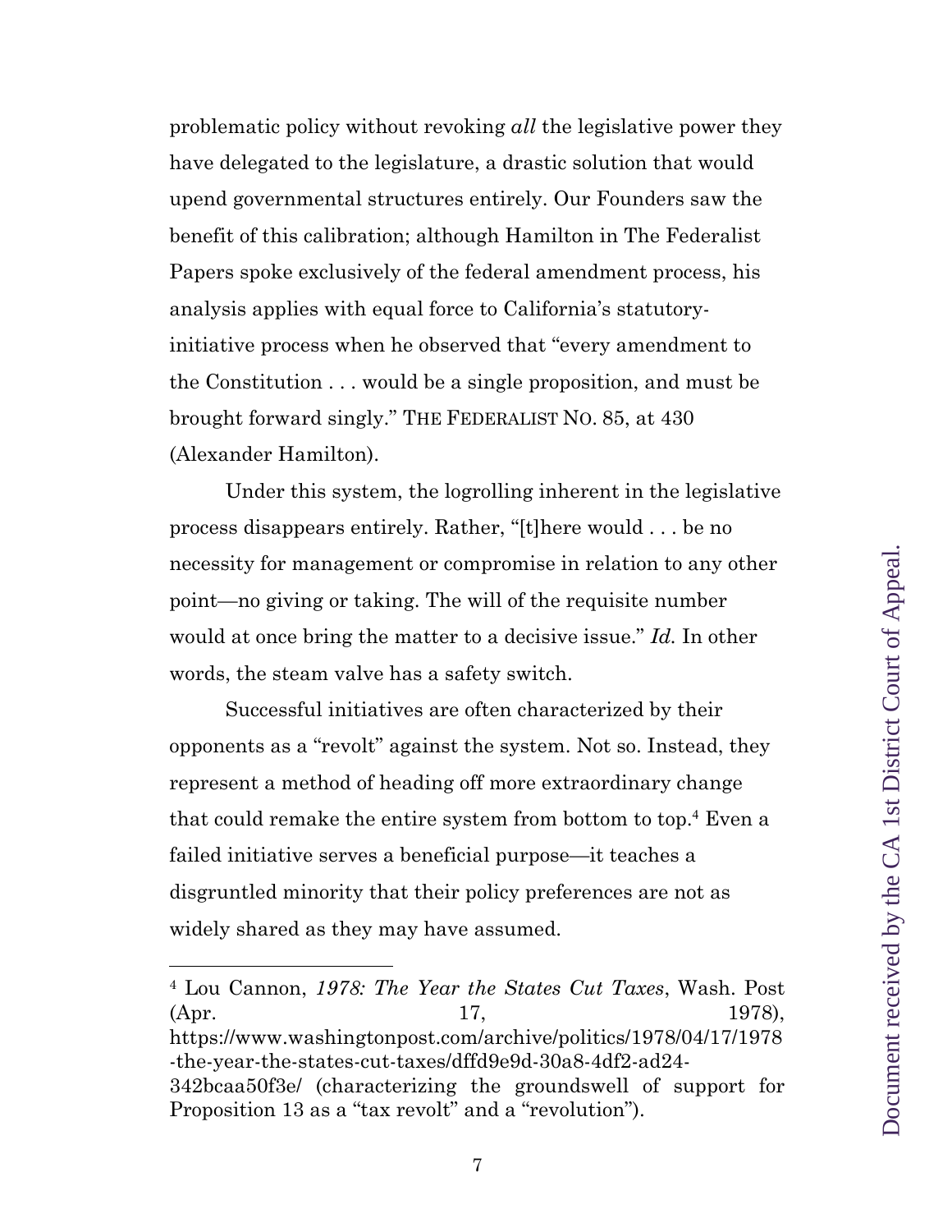problematic policy without revoking *all* the legislative power they have delegated to the legislature, a drastic solution that would upend governmental structures entirely. Our Founders saw the benefit of this calibration; although Hamilton in The Federalist Papers spoke exclusively of the federal amendment process, his analysis applies with equal force to California's statutory-initiative process when he observed that "every amendment to the Constitution . . . would be a single proposition, and must be brought forward singly." THE FEDERALIST NO. 85, at 430 (Alexander Hamilton).

Under this system, the logrolling inherent in the legislative process disappears entirely. Rather, "[t]here would . . . be no necessity for management or compromise in relation to any other point—no giving or taking. The will of the requisite number would at once bring the matter to a decisive issue." *Id.* In other words, the steam valve has a safety switch.

Successful initiatives are often characterized by their opponents as a "revolt" against the system. Not so. Instead, they represent a method of heading off more extraordinary change that could remake the entire system from bottom to top.[4] Even a failed initiative serves a beneficial purpose—it teaches a disgruntled minority that their policy preferences are not as widely shared as they may have assumed.

---

[4] Lou Cannon, *1978: The Year the States Cut Taxes*, Wash. Post (Apr. 17, 1978), https://www.washingtonpost.com/archive/politics/1978/04/17/1978-the-year-the-states-cut-taxes/dffd9e9d-30a8-4df2-ad24-342bcaa50f3e/ (characterizing the groundswell of support for Proposition 13 as a "tax revolt" and a "revolution").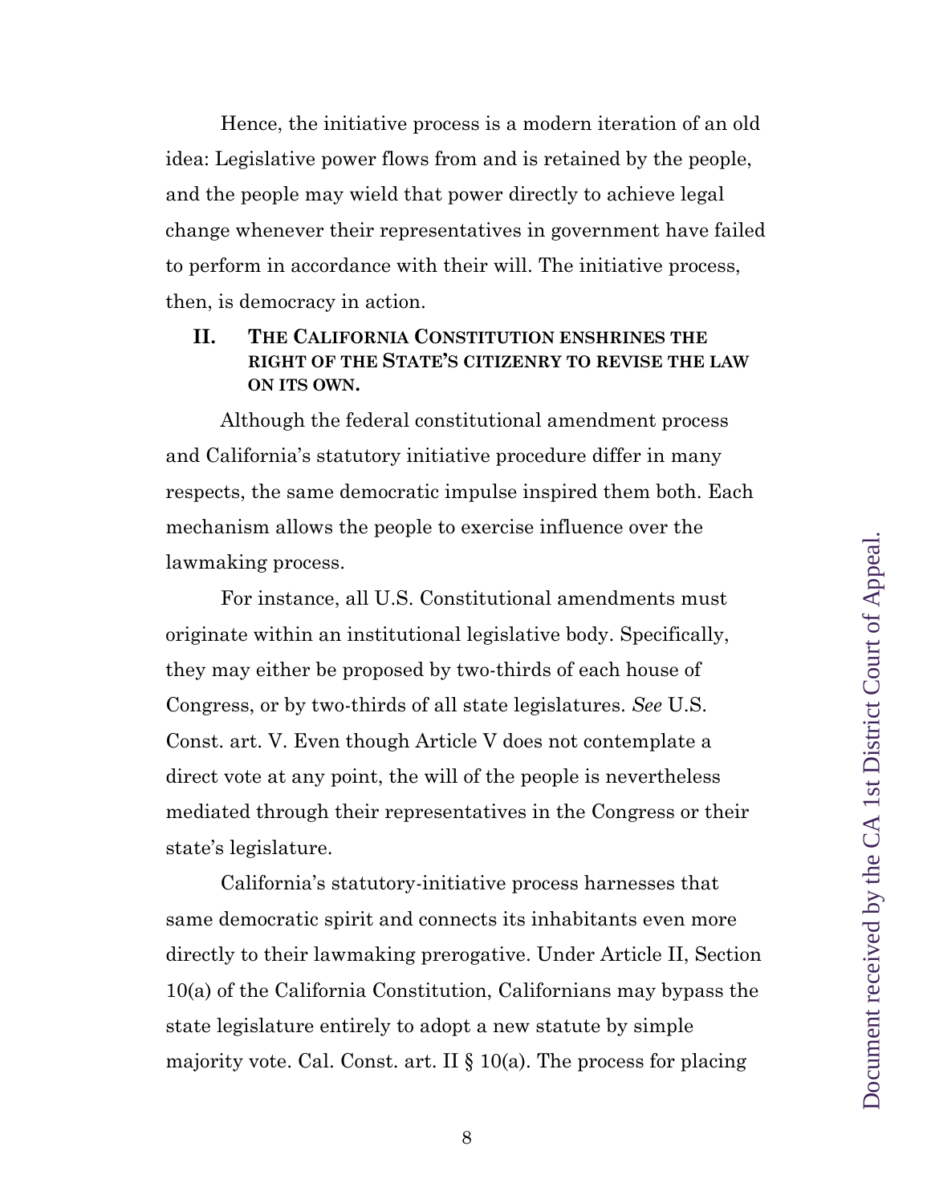Hence, the initiative process is a modern iteration of an old idea: Legislative power flows from and is retained by the people, and the people may wield that power directly to achieve legal change whenever their representatives in government have failed to perform in accordance with their will. The initiative process, then, is democracy in action.

## II. THE CALIFORNIA CONSTITUTION ENSHRINES THE RIGHT OF THE STATE'S CITIZENRY TO REVISE THE LAW ON ITS OWN.

Although the federal constitutional amendment process and California's statutory initiative procedure differ in many respects, the same democratic impulse inspired them both. Each mechanism allows the people to exercise influence over the lawmaking process.

For instance, all U.S. Constitutional amendments must originate within an institutional legislative body. Specifically, they may either be proposed by two-thirds of each house of Congress, or by two-thirds of all state legislatures. *See* U.S. Const. art. V. Even though Article V does not contemplate a direct vote at any point, the will of the people is nevertheless mediated through their representatives in the Congress or their state's legislature.

California's statutory-initiative process harnesses that same democratic spirit and connects its inhabitants even more directly to their lawmaking prerogative. Under Article II, Section 10(a) of the California Constitution, Californians may bypass the state legislature entirely to adopt a new statute by simple majority vote. Cal. Const. art. II § 10(a). The process for placing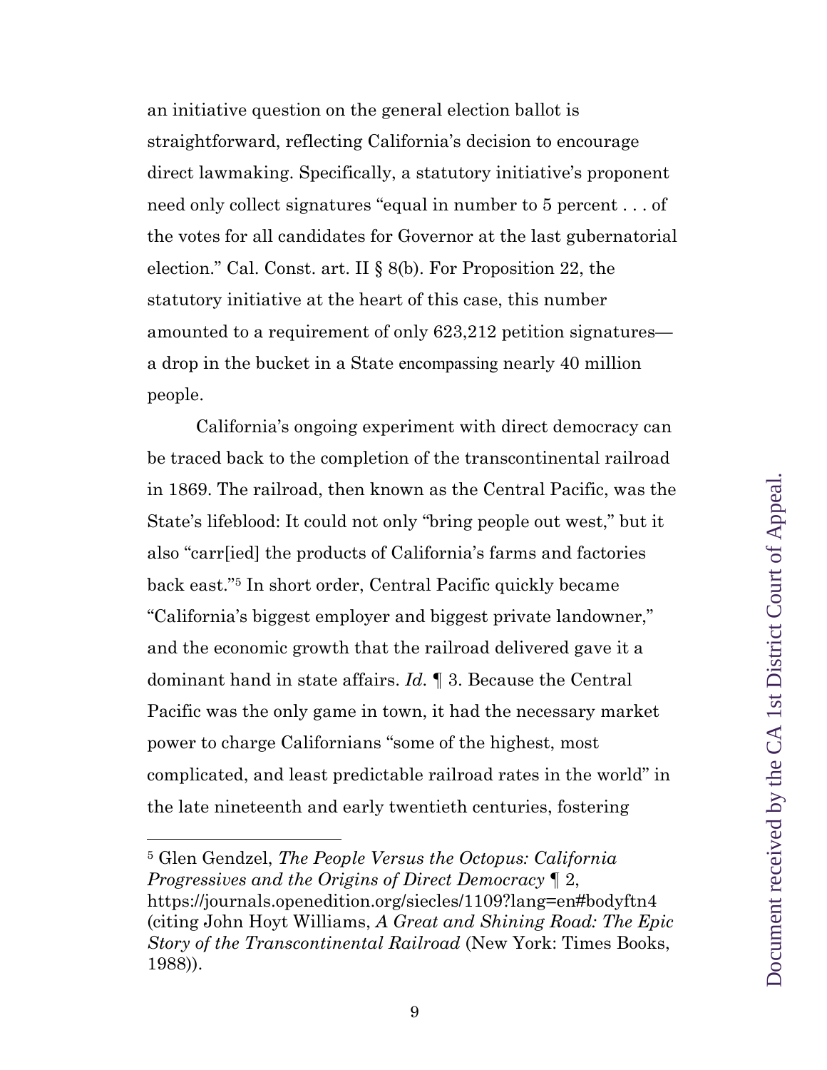an initiative question on the general election ballot is straightforward, reflecting California's decision to encourage direct lawmaking. Specifically, a statutory initiative's proponent need only collect signatures "equal in number to 5 percent . . . of the votes for all candidates for Governor at the last gubernatorial election." Cal. Const. art. II § 8(b). For Proposition 22, the statutory initiative at the heart of this case, this number amounted to a requirement of only 623,212 petition signatures—a drop in the bucket in a State encompassing nearly 40 million people.

California's ongoing experiment with direct democracy can be traced back to the completion of the transcontinental railroad in 1869. The railroad, then known as the Central Pacific, was the State's lifeblood: It could not only "bring people out west," but it also "carr[ied] the products of California's farms and factories back east."[5] In short order, Central Pacific quickly became "California's biggest employer and biggest private landowner," and the economic growth that the railroad delivered gave it a dominant hand in state affairs. *Id.* ¶ 3. Because the Central Pacific was the only game in town, it had the necessary market power to charge Californians "some of the highest, most complicated, and least predictable railroad rates in the world" in the late nineteenth and early twentieth centuries, fostering

---

[5] Glen Gendzel, *The People Versus the Octopus: California Progressives and the Origins of Direct Democracy* ¶ 2, https://journals.openedition.org/siecles/1109?lang=en#bodyftn4 (citing John Hoyt Williams, *A Great and Shining Road: The Epic Story of the Transcontinental Railroad* (New York: Times Books, 1988)).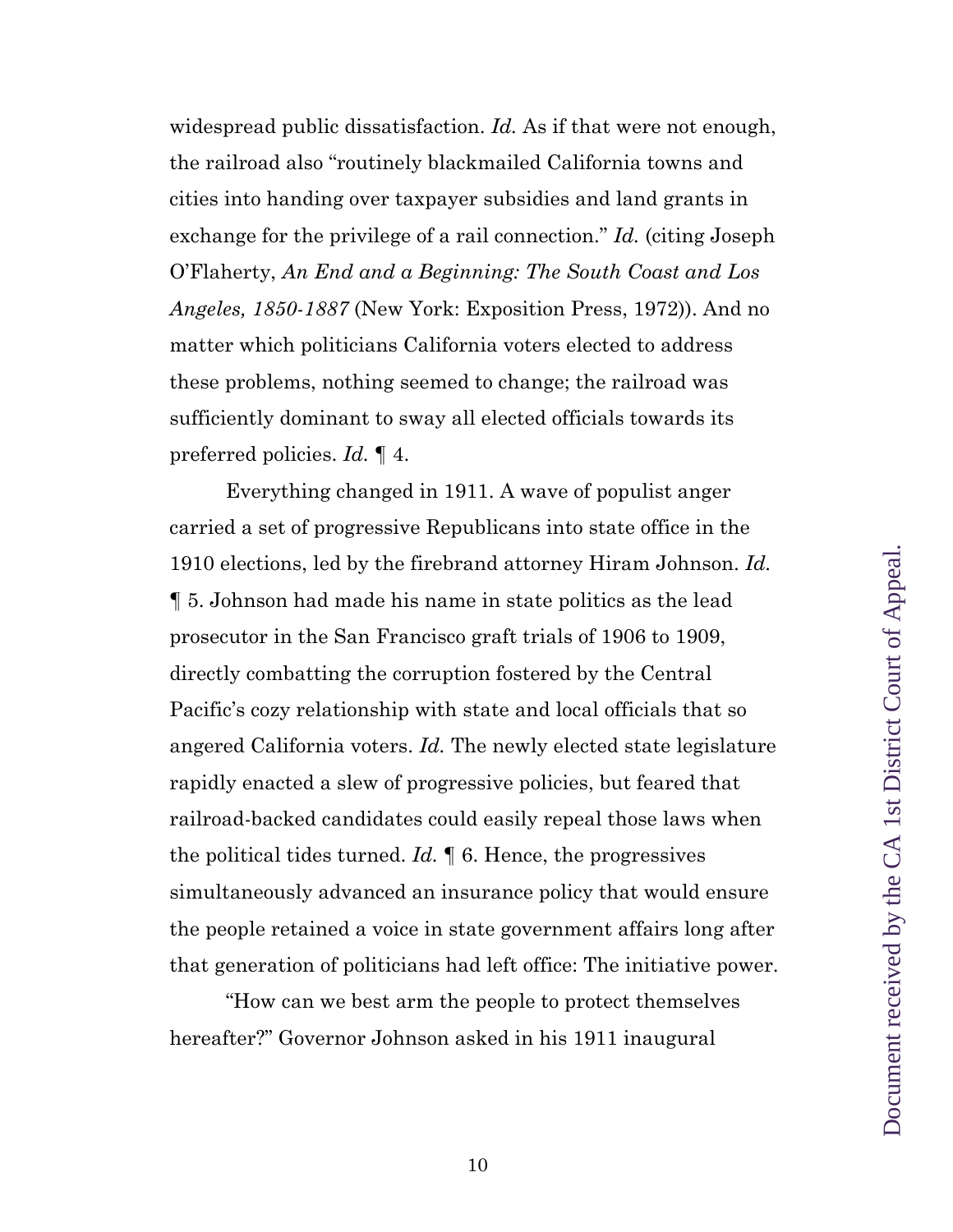widespread public dissatisfaction. *Id.* As if that were not enough, the railroad also "routinely blackmailed California towns and cities into handing over taxpayer subsidies and land grants in exchange for the privilege of a rail connection." *Id.* (citing Joseph O'Flaherty, *An End and a Beginning: The South Coast and Los Angeles, 1850-1887* (New York: Exposition Press, 1972)). And no matter which politicians California voters elected to address these problems, nothing seemed to change; the railroad was sufficiently dominant to sway all elected officials towards its preferred policies. *Id.* ¶ 4.

Everything changed in 1911. A wave of populist anger carried a set of progressive Republicans into state office in the 1910 elections, led by the firebrand attorney Hiram Johnson. *Id.* ¶ 5. Johnson had made his name in state politics as the lead prosecutor in the San Francisco graft trials of 1906 to 1909, directly combatting the corruption fostered by the Central Pacific's cozy relationship with state and local officials that so angered California voters. *Id.* The newly elected state legislature rapidly enacted a slew of progressive policies, but feared that railroad-backed candidates could easily repeal those laws when the political tides turned. *Id.* ¶ 6. Hence, the progressives simultaneously advanced an insurance policy that would ensure the people retained a voice in state government affairs long after that generation of politicians had left office: The initiative power.

"How can we best arm the people to protect themselves hereafter?" Governor Johnson asked in his 1911 inaugural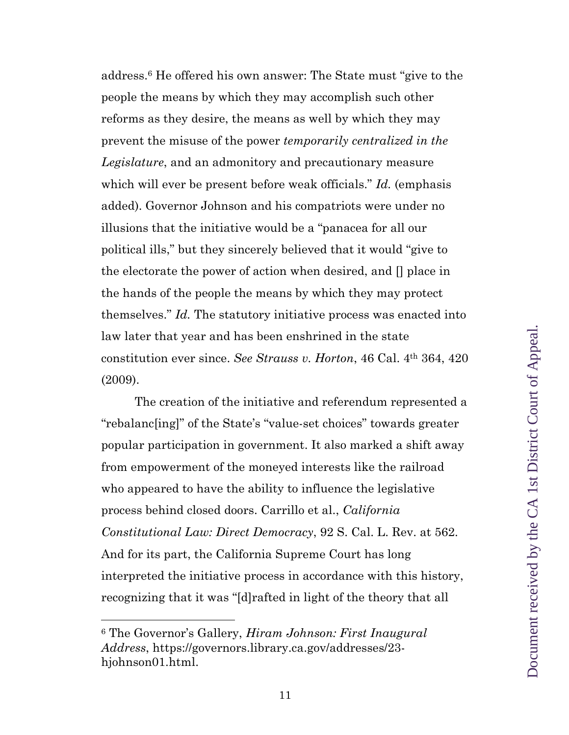address.[6] He offered his own answer: The State must "give to the people the means by which they may accomplish such other reforms as they desire, the means as well by which they may prevent the misuse of the power *temporarily centralized in the Legislature*, and an admonitory and precautionary measure which will ever be present before weak officials." *Id.* (emphasis added). Governor Johnson and his compatriots were under no illusions that the initiative would be a "panacea for all our political ills," but they sincerely believed that it would "give to the electorate the power of action when desired, and [] place in the hands of the people the means by which they may protect themselves." *Id.* The statutory initiative process was enacted into law later that year and has been enshrined in the state constitution ever since. *See Strauss v. Horton*, 46 Cal. 4th 364, 420 (2009).

The creation of the initiative and referendum represented a "rebalanc[ing]" of the State's "value-set choices" towards greater popular participation in government. It also marked a shift away from empowerment of the moneyed interests like the railroad who appeared to have the ability to influence the legislative process behind closed doors. Carrillo et al., *California Constitutional Law: Direct Democracy*, 92 S. Cal. L. Rev. at 562. And for its part, the California Supreme Court has long interpreted the initiative process in accordance with this history, recognizing that it was "[d]rafted in light of the theory that all

---

[6] The Governor's Gallery, *Hiram Johnson: First Inaugural Address*, https://governors.library.ca.gov/addresses/23-hjohnson01.html.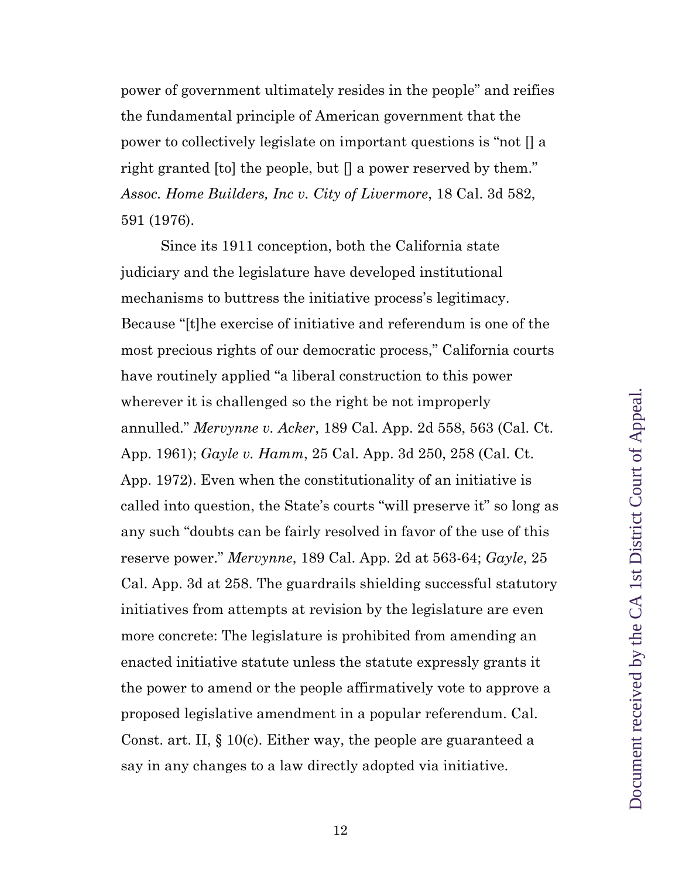power of government ultimately resides in the people" and reifies the fundamental principle of American government that the power to collectively legislate on important questions is "not [] a right granted [to] the people, but [] a power reserved by them." *Assoc. Home Builders, Inc v. City of Livermore*, 18 Cal. 3d 582, 591 (1976).

Since its 1911 conception, both the California state judiciary and the legislature have developed institutional mechanisms to buttress the initiative process's legitimacy. Because "[t]he exercise of initiative and referendum is one of the most precious rights of our democratic process," California courts have routinely applied "a liberal construction to this power wherever it is challenged so the right be not improperly annulled." *Mervynne v. Acker*, 189 Cal. App. 2d 558, 563 (Cal. Ct. App. 1961); *Gayle v. Hamm*, 25 Cal. App. 3d 250, 258 (Cal. Ct. App. 1972). Even when the constitutionality of an initiative is called into question, the State's courts "will preserve it" so long as any such "doubts can be fairly resolved in favor of the use of this reserve power." *Mervynne*, 189 Cal. App. 2d at 563-64; *Gayle*, 25 Cal. App. 3d at 258. The guardrails shielding successful statutory initiatives from attempts at revision by the legislature are even more concrete: The legislature is prohibited from amending an enacted initiative statute unless the statute expressly grants it the power to amend or the people affirmatively vote to approve a proposed legislative amendment in a popular referendum. Cal. Const. art. II, § 10(c). Either way, the people are guaranteed a say in any changes to a law directly adopted via initiative.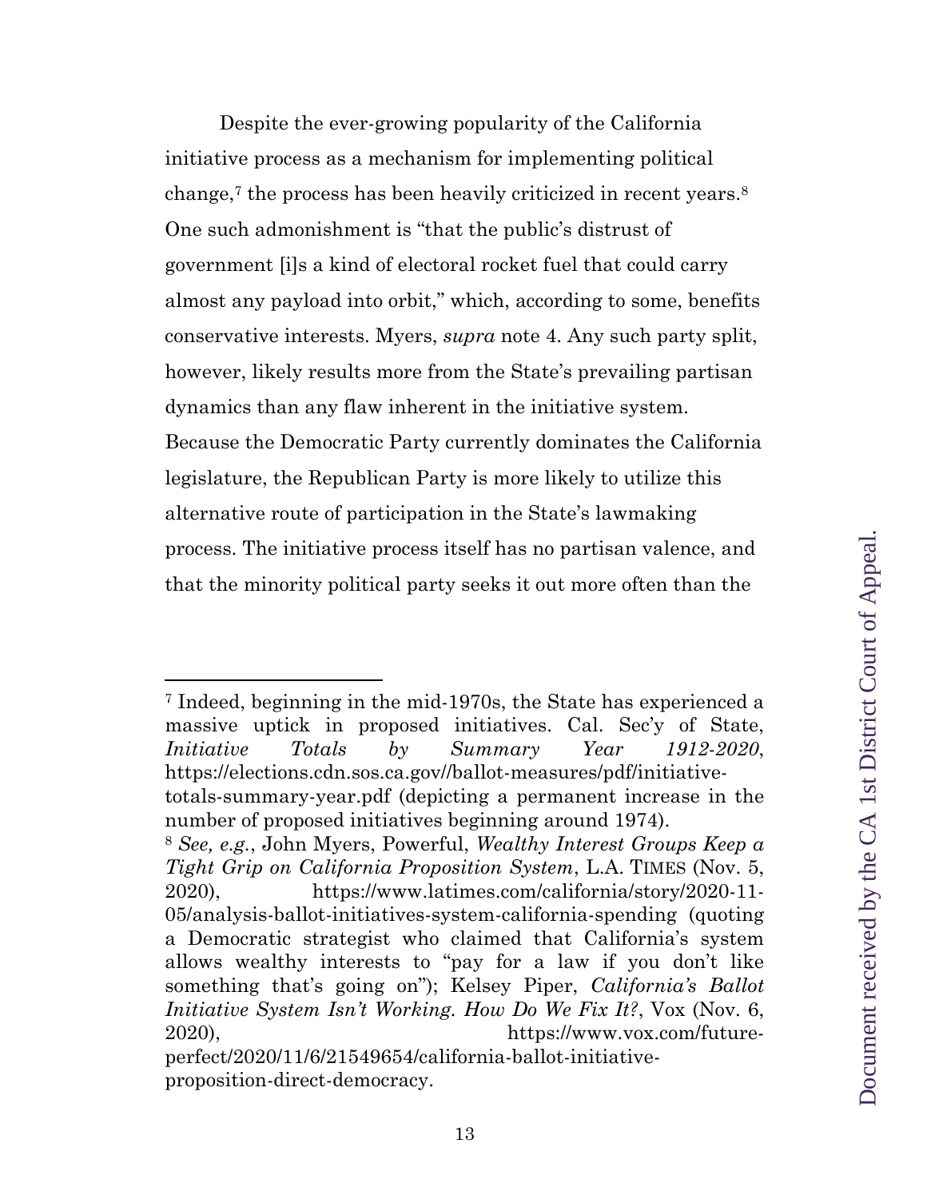Despite the ever-growing popularity of the California initiative process as a mechanism for implementing political change,[7] the process has been heavily criticized in recent years.[8] One such admonishment is "that the public's distrust of government [i]s a kind of electoral rocket fuel that could carry almost any payload into orbit," which, according to some, benefits conservative interests. Myers, *supra* note 4. Any such party split, however, likely results more from the State's prevailing partisan dynamics than any flaw inherent in the initiative system. Because the Democratic Party currently dominates the California legislature, the Republican Party is more likely to utilize this alternative route of participation in the State's lawmaking process. The initiative process itself has no partisan valence, and that the minority political party seeks it out more often than the

---

[7] Indeed, beginning in the mid-1970s, the State has experienced a massive uptick in proposed initiatives. Cal. Sec'y of State, *Initiative Totals by Summary Year 1912-2020*, https://elections.cdn.sos.ca.gov//ballot-measures/pdf/initiative-totals-summary-year.pdf (depicting a permanent increase in the number of proposed initiatives beginning around 1974).

[8] *See, e.g.*, John Myers, Powerful, *Wealthy Interest Groups Keep a Tight Grip on California Proposition System*, L.A. TIMES (Nov. 5, 2020), https://www.latimes.com/california/story/2020-11-05/analysis-ballot-initiatives-system-california-spending (quoting a Democratic strategist who claimed that California's system allows wealthy interests to "pay for a law if you don't like something that's going on"); Kelsey Piper, *California's Ballot Initiative System Isn't Working. How Do We Fix It?*, Vox (Nov. 6, 2020), https://www.vox.com/future-perfect/2020/11/6/21549654/california-ballot-initiative-proposition-direct-democracy.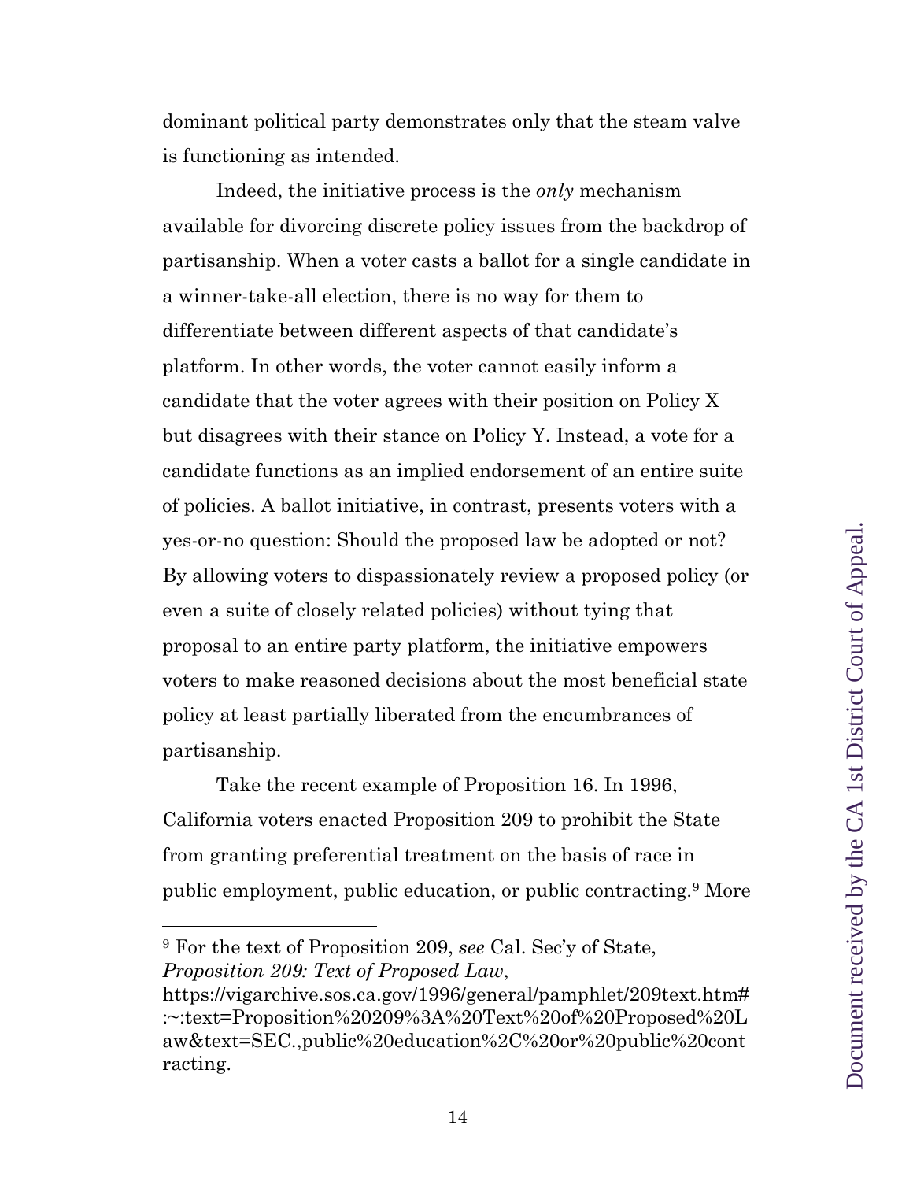dominant political party demonstrates only that the steam valve is functioning as intended.

Indeed, the initiative process is the *only* mechanism available for divorcing discrete policy issues from the backdrop of partisanship. When a voter casts a ballot for a single candidate in a winner-take-all election, there is no way for them to differentiate between different aspects of that candidate's platform. In other words, the voter cannot easily inform a candidate that the voter agrees with their position on Policy X but disagrees with their stance on Policy Y. Instead, a vote for a candidate functions as an implied endorsement of an entire suite of policies. A ballot initiative, in contrast, presents voters with a yes-or-no question: Should the proposed law be adopted or not? By allowing voters to dispassionately review a proposed policy (or even a suite of closely related policies) without tying that proposal to an entire party platform, the initiative empowers voters to make reasoned decisions about the most beneficial state policy at least partially liberated from the encumbrances of partisanship.

Take the recent example of Proposition 16. In 1996, California voters enacted Proposition 209 to prohibit the State from granting preferential treatment on the basis of race in public employment, public education, or public contracting.[9] More

---

[9] For the text of Proposition 209, *see* Cal. Sec'y of State, *Proposition 209: Text of Proposed Law*, https://vigarchive.sos.ca.gov/1996/general/pamphlet/209text.htm#:~:text=Proposition%20209%3A%20Text%20of%20Proposed%20Law&text=SEC.,public%20education%2C%20or%20public%20contracting.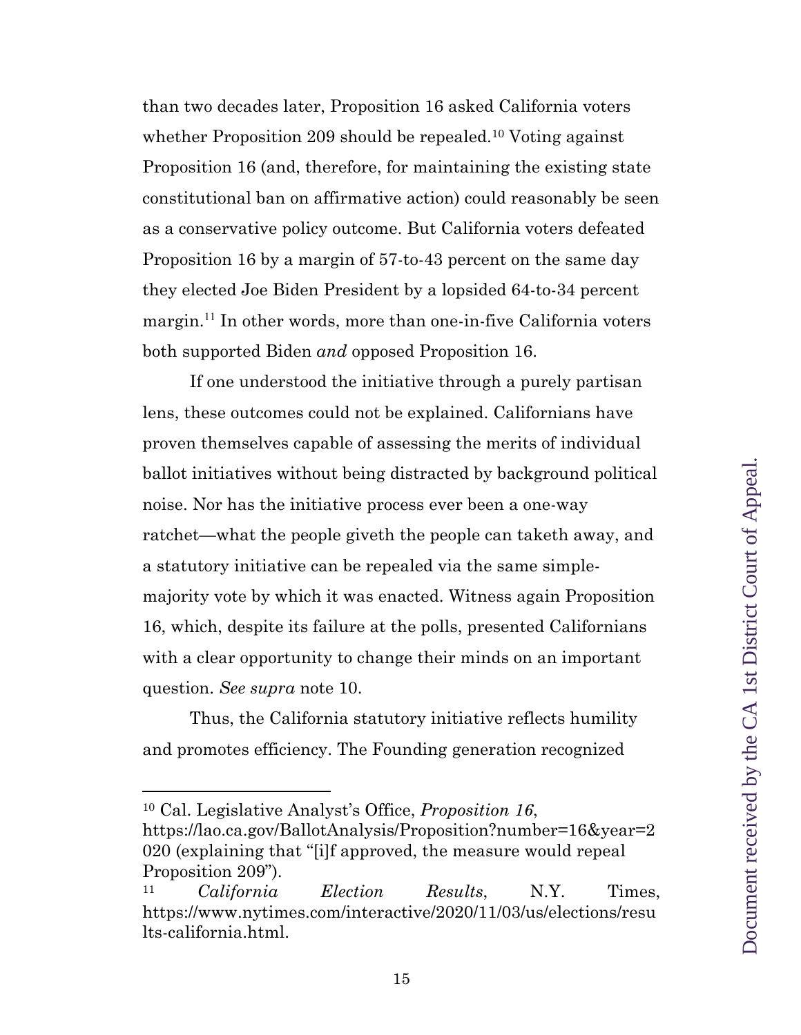than two decades later, Proposition 16 asked California voters whether Proposition 209 should be repealed.[10] Voting against Proposition 16 (and, therefore, for maintaining the existing state constitutional ban on affirmative action) could reasonably be seen as a conservative policy outcome. But California voters defeated Proposition 16 by a margin of 57-to-43 percent on the same day they elected Joe Biden President by a lopsided 64-to-34 percent margin.[11] In other words, more than one-in-five California voters both supported Biden *and* opposed Proposition 16.

If one understood the initiative through a purely partisan lens, these outcomes could not be explained. Californians have proven themselves capable of assessing the merits of individual ballot initiatives without being distracted by background political noise. Nor has the initiative process ever been a one-way ratchet—what the people giveth the people can taketh away, and a statutory initiative can be repealed via the same simple-majority vote by which it was enacted. Witness again Proposition 16, which, despite its failure at the polls, presented Californians with a clear opportunity to change their minds on an important question. *See supra* note 10.

Thus, the California statutory initiative reflects humility and promotes efficiency. The Founding generation recognized

---

[10] Cal. Legislative Analyst's Office, *Proposition 16*, https://lao.ca.gov/BallotAnalysis/Proposition?number=16&year=2020 (explaining that "[i]f approved, the measure would repeal Proposition 209").

[11] *California Election Results*, N.Y. Times, https://www.nytimes.com/interactive/2020/11/03/us/elections/results-california.html.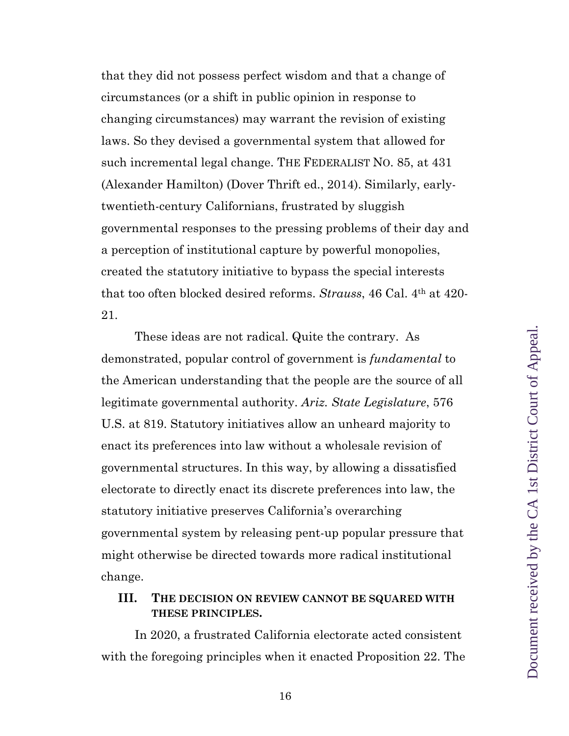that they did not possess perfect wisdom and that a change of circumstances (or a shift in public opinion in response to changing circumstances) may warrant the revision of existing laws. So they devised a governmental system that allowed for such incremental legal change. THE FEDERALIST NO. 85, at 431 (Alexander Hamilton) (Dover Thrift ed., 2014). Similarly, early-twentieth-century Californians, frustrated by sluggish governmental responses to the pressing problems of their day and a perception of institutional capture by powerful monopolies, created the statutory initiative to bypass the special interests that too often blocked desired reforms. *Strauss*, 46 Cal. 4th at 420-21.

These ideas are not radical. Quite the contrary. As demonstrated, popular control of government is *fundamental* to the American understanding that the people are the source of all legitimate governmental authority. *Ariz. State Legislature*, 576 U.S. at 819. Statutory initiatives allow an unheard majority to enact its preferences into law without a wholesale revision of governmental structures. In this way, by allowing a dissatisfied electorate to directly enact its discrete preferences into law, the statutory initiative preserves California's overarching governmental system by releasing pent-up popular pressure that might otherwise be directed towards more radical institutional change.

## III. THE DECISION ON REVIEW CANNOT BE SQUARED WITH THESE PRINCIPLES.

In 2020, a frustrated California electorate acted consistent with the foregoing principles when it enacted Proposition 22. The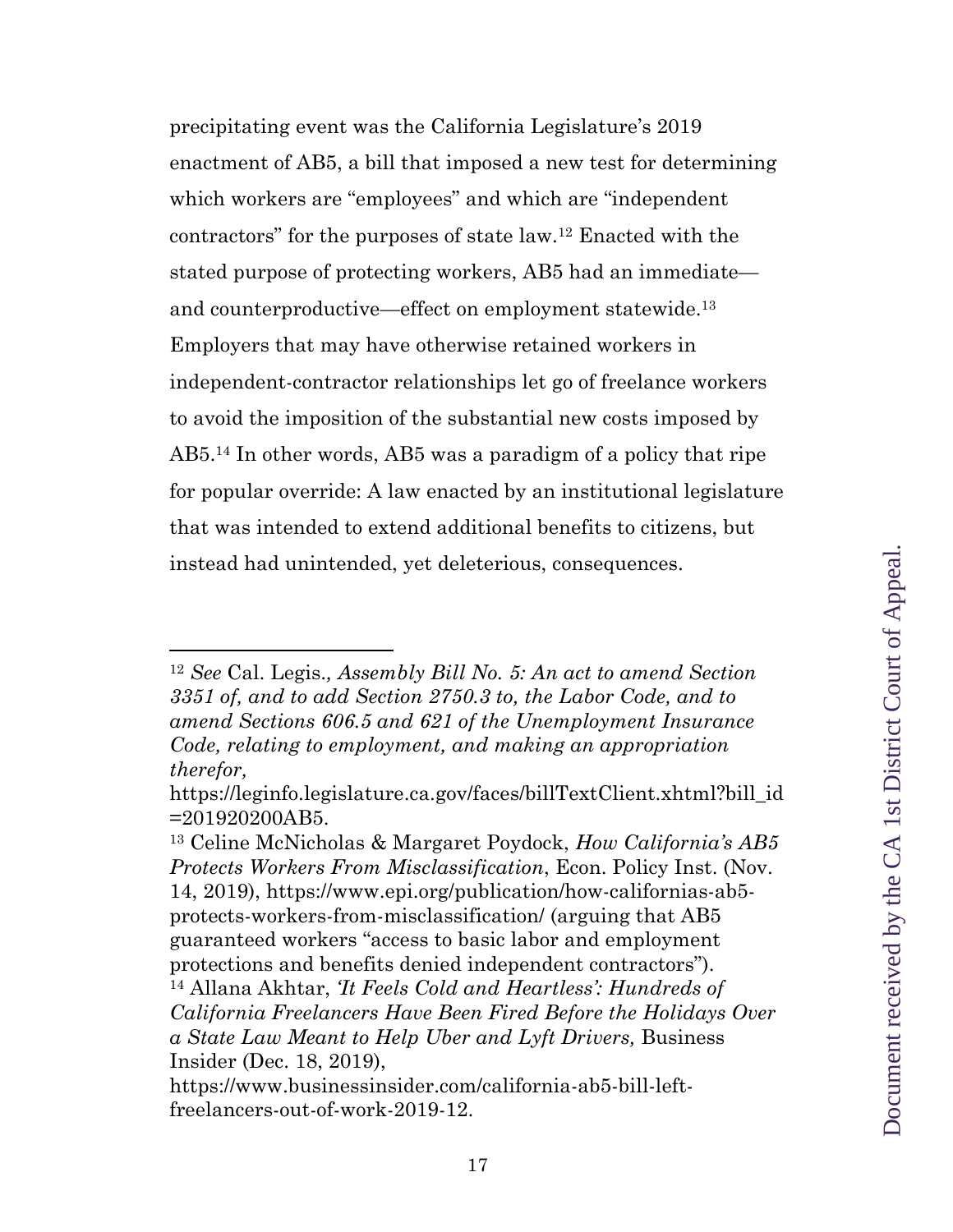precipitating event was the California Legislature's 2019 enactment of AB5, a bill that imposed a new test for determining which workers are "employees" and which are "independent contractors" for the purposes of state law.[12] Enacted with the stated purpose of protecting workers, AB5 had an immediate—and counterproductive—effect on employment statewide.[13] Employers that may have otherwise retained workers in independent-contractor relationships let go of freelance workers to avoid the imposition of the substantial new costs imposed by AB5.[14] In other words, AB5 was a paradigm of a policy that ripe for popular override: A law enacted by an institutional legislature that was intended to extend additional benefits to citizens, but instead had unintended, yet deleterious, consequences.

---

[12] *See* Cal. Legis*., Assembly Bill No. 5: An act to amend Section 3351 of, and to add Section 2750.3 to, the Labor Code, and to amend Sections 606.5 and 621 of the Unemployment Insurance Code, relating to employment, and making an appropriation therefor,* https://leginfo.legislature.ca.gov/faces/billTextClient.xhtml?bill_id=201920200AB5.

[13] Celine McNicholas & Margaret Poydock, *How California's AB5 Protects Workers From Misclassification*, Econ. Policy Inst. (Nov. 14, 2019), https://www.epi.org/publication/how-californias-ab5-protects-workers-from-misclassification/ (arguing that AB5 guaranteed workers "access to basic labor and employment protections and benefits denied independent contractors").

[14] Allana Akhtar, *'It Feels Cold and Heartless': Hundreds of California Freelancers Have Been Fired Before the Holidays Over a State Law Meant to Help Uber and Lyft Drivers,* Business Insider (Dec. 18, 2019), https://www.businessinsider.com/california-ab5-bill-left-freelancers-out-of-work-2019-12.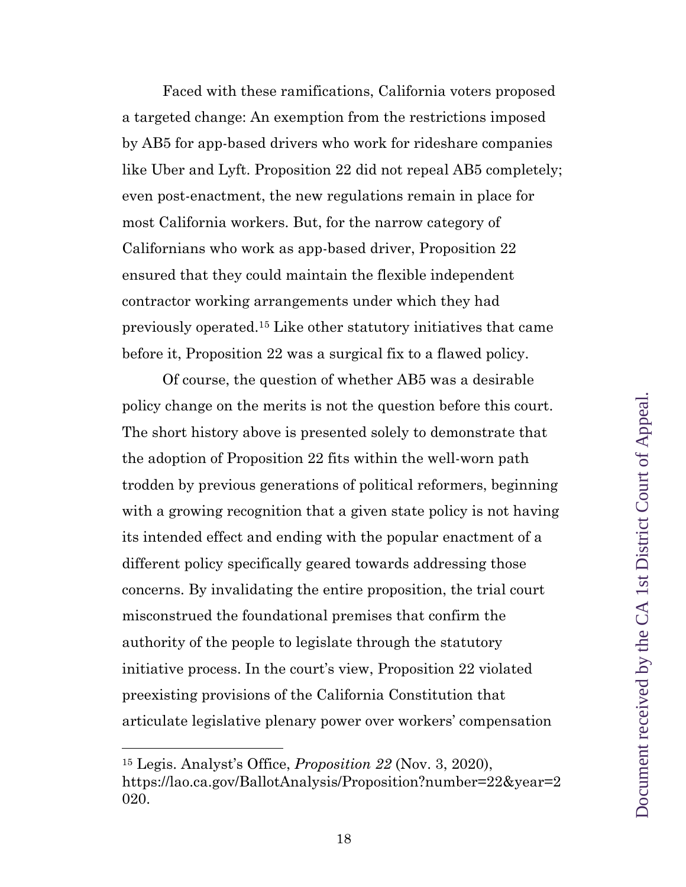Faced with these ramifications, California voters proposed a targeted change: An exemption from the restrictions imposed by AB5 for app-based drivers who work for rideshare companies like Uber and Lyft. Proposition 22 did not repeal AB5 completely; even post-enactment, the new regulations remain in place for most California workers. But, for the narrow category of Californians who work as app-based driver, Proposition 22 ensured that they could maintain the flexible independent contractor working arrangements under which they had previously operated.[15] Like other statutory initiatives that came before it, Proposition 22 was a surgical fix to a flawed policy.

Of course, the question of whether AB5 was a desirable policy change on the merits is not the question before this court. The short history above is presented solely to demonstrate that the adoption of Proposition 22 fits within the well-worn path trodden by previous generations of political reformers, beginning with a growing recognition that a given state policy is not having its intended effect and ending with the popular enactment of a different policy specifically geared towards addressing those concerns. By invalidating the entire proposition, the trial court misconstrued the foundational premises that confirm the authority of the people to legislate through the statutory initiative process. In the court's view, Proposition 22 violated preexisting provisions of the California Constitution that articulate legislative plenary power over workers' compensation

---

[15] Legis. Analyst's Office, *Proposition 22* (Nov. 3, 2020), https://lao.ca.gov/BallotAnalysis/Proposition?number=22&year=2020.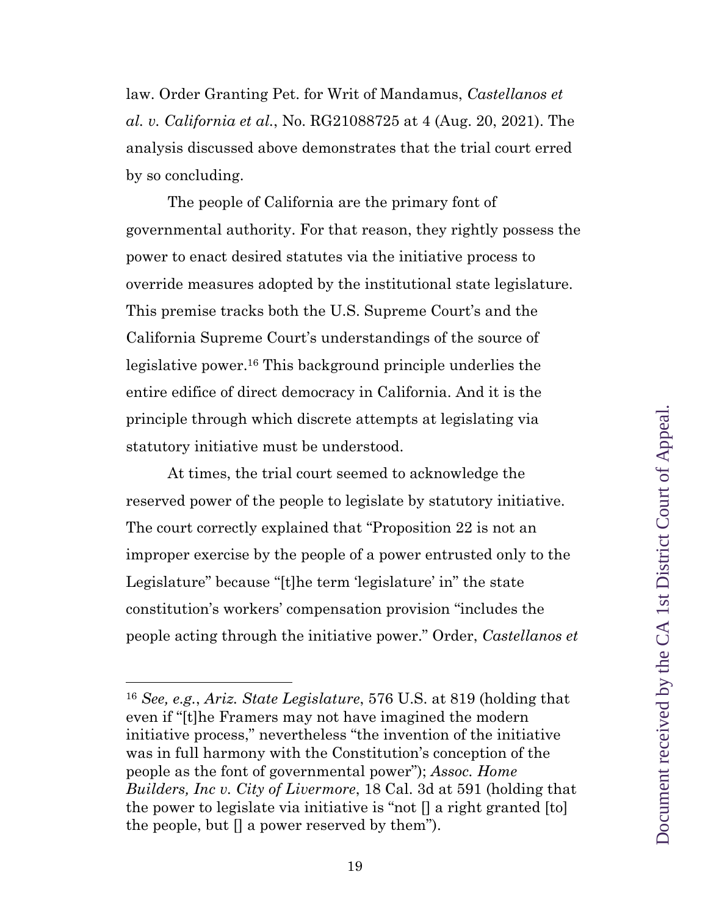law. Order Granting Pet. for Writ of Mandamus, *Castellanos et al. v. California et al.*, No. RG21088725 at 4 (Aug. 20, 2021). The analysis discussed above demonstrates that the trial court erred by so concluding.

The people of California are the primary font of governmental authority. For that reason, they rightly possess the power to enact desired statutes via the initiative process to override measures adopted by the institutional state legislature. This premise tracks both the U.S. Supreme Court's and the California Supreme Court's understandings of the source of legislative power.[16] This background principle underlies the entire edifice of direct democracy in California. And it is the principle through which discrete attempts at legislating via statutory initiative must be understood.

At times, the trial court seemed to acknowledge the reserved power of the people to legislate by statutory initiative. The court correctly explained that "Proposition 22 is not an improper exercise by the people of a power entrusted only to the Legislature" because "[t]he term 'legislature' in" the state constitution's workers' compensation provision "includes the people acting through the initiative power." Order, *Castellanos et*

---

[16] *See, e.g.*, *Ariz. State Legislature*, 576 U.S. at 819 (holding that even if "[t]he Framers may not have imagined the modern initiative process," nevertheless "the invention of the initiative was in full harmony with the Constitution's conception of the people as the font of governmental power"); *Assoc. Home Builders, Inc v. City of Livermore*, 18 Cal. 3d at 591 (holding that the power to legislate via initiative is "not [] a right granted [to] the people, but [] a power reserved by them").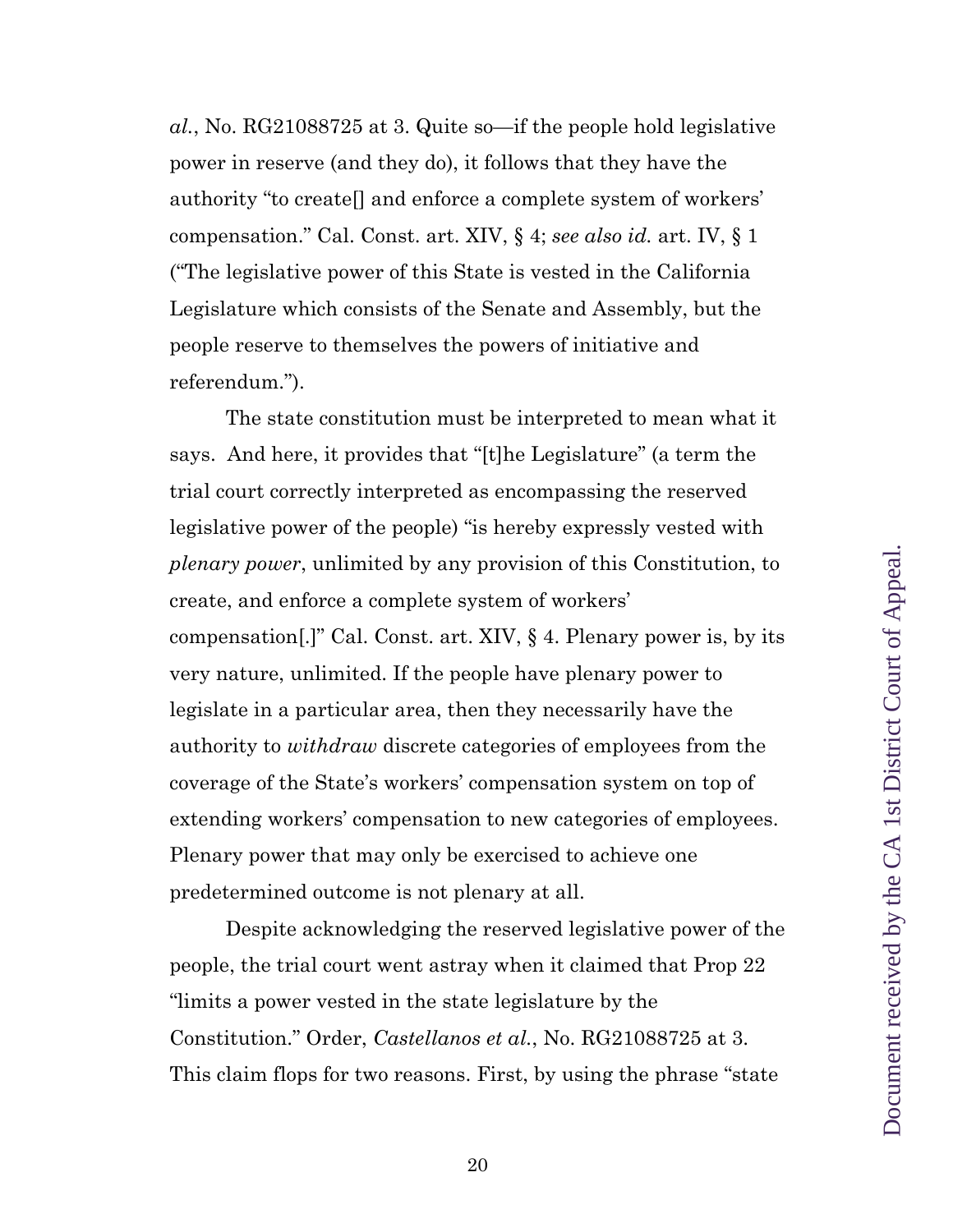*al.*, No. RG21088725 at 3. Quite so—if the people hold legislative power in reserve (and they do), it follows that they have the authority "to create[] and enforce a complete system of workers' compensation." Cal. Const. art. XIV, § 4; *see also id.* art. IV, § 1 ("The legislative power of this State is vested in the California Legislature which consists of the Senate and Assembly, but the people reserve to themselves the powers of initiative and referendum.").

The state constitution must be interpreted to mean what it says. And here, it provides that "[t]he Legislature" (a term the trial court correctly interpreted as encompassing the reserved legislative power of the people) "is hereby expressly vested with *plenary power*, unlimited by any provision of this Constitution, to create, and enforce a complete system of workers' compensation[.]" Cal. Const. art. XIV, § 4. Plenary power is, by its very nature, unlimited. If the people have plenary power to legislate in a particular area, then they necessarily have the authority to *withdraw* discrete categories of employees from the coverage of the State's workers' compensation system on top of extending workers' compensation to new categories of employees. Plenary power that may only be exercised to achieve one predetermined outcome is not plenary at all.

Despite acknowledging the reserved legislative power of the people, the trial court went astray when it claimed that Prop 22 "limits a power vested in the state legislature by the Constitution." Order, *Castellanos et al.*, No. RG21088725 at 3. This claim flops for two reasons. First, by using the phrase "state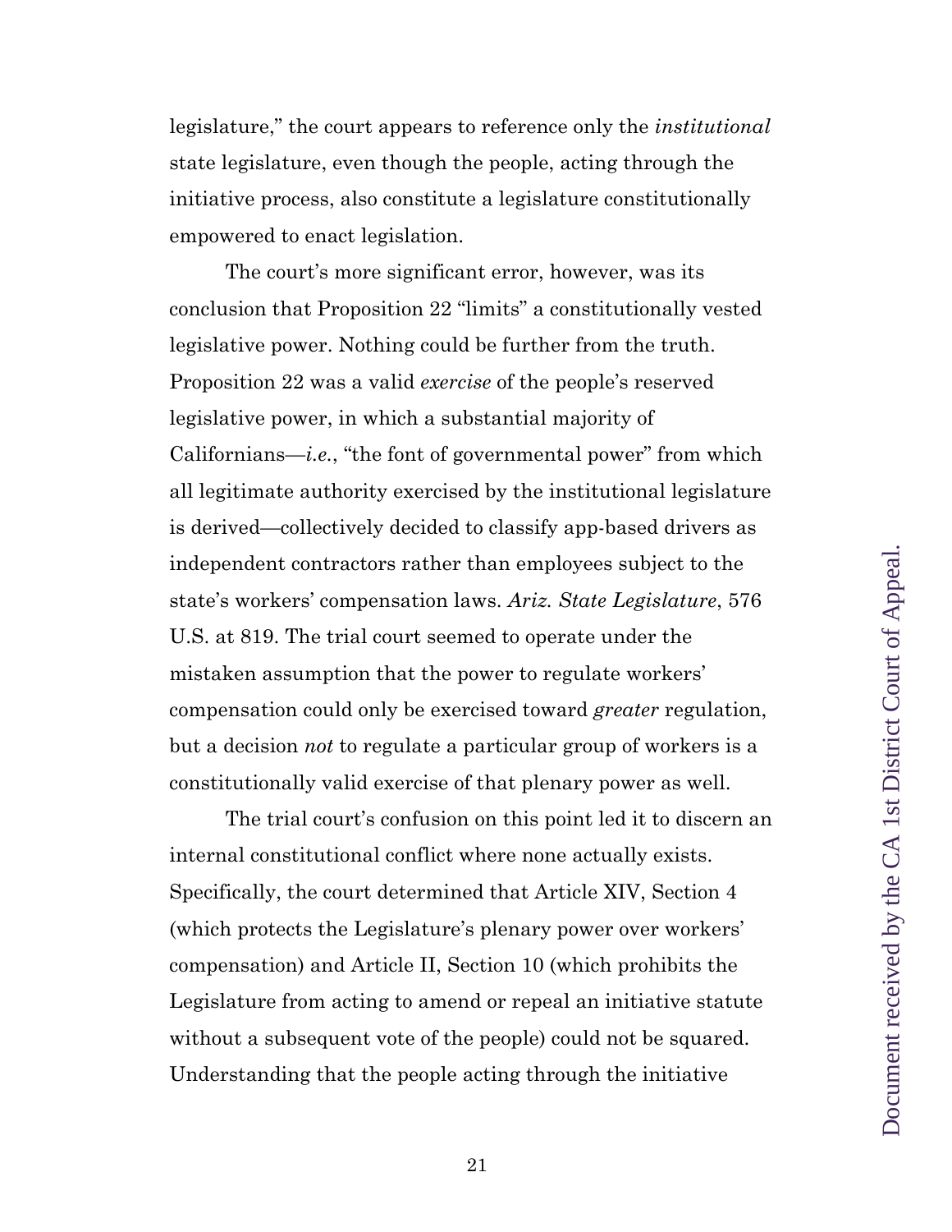legislature," the court appears to reference only the *institutional* state legislature, even though the people, acting through the initiative process, also constitute a legislature constitutionally empowered to enact legislation.

The court's more significant error, however, was its conclusion that Proposition 22 "limits" a constitutionally vested legislative power. Nothing could be further from the truth. Proposition 22 was a valid *exercise* of the people's reserved legislative power, in which a substantial majority of Californians—*i.e.*, "the font of governmental power" from which all legitimate authority exercised by the institutional legislature is derived—collectively decided to classify app-based drivers as independent contractors rather than employees subject to the state's workers' compensation laws. *Ariz. State Legislature*, 576 U.S. at 819. The trial court seemed to operate under the mistaken assumption that the power to regulate workers' compensation could only be exercised toward *greater* regulation, but a decision *not* to regulate a particular group of workers is a constitutionally valid exercise of that plenary power as well.

The trial court's confusion on this point led it to discern an internal constitutional conflict where none actually exists. Specifically, the court determined that Article XIV, Section 4 (which protects the Legislature's plenary power over workers' compensation) and Article II, Section 10 (which prohibits the Legislature from acting to amend or repeal an initiative statute without a subsequent vote of the people) could not be squared. Understanding that the people acting through the initiative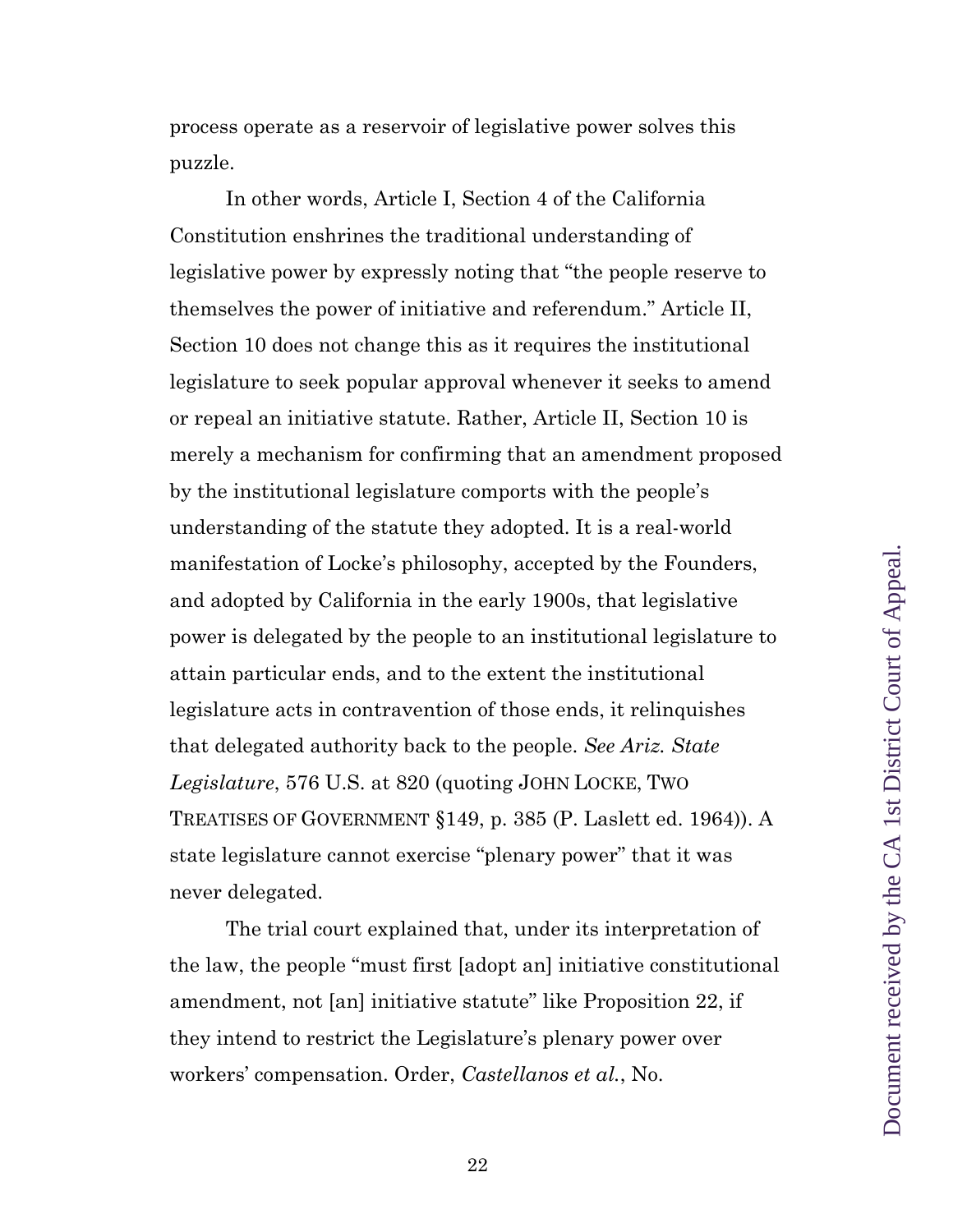process operate as a reservoir of legislative power solves this puzzle.

In other words, Article I, Section 4 of the California Constitution enshrines the traditional understanding of legislative power by expressly noting that "the people reserve to themselves the power of initiative and referendum." Article II, Section 10 does not change this as it requires the institutional legislature to seek popular approval whenever it seeks to amend or repeal an initiative statute. Rather, Article II, Section 10 is merely a mechanism for confirming that an amendment proposed by the institutional legislature comports with the people's understanding of the statute they adopted. It is a real-world manifestation of Locke's philosophy, accepted by the Founders, and adopted by California in the early 1900s, that legislative power is delegated by the people to an institutional legislature to attain particular ends, and to the extent the institutional legislature acts in contravention of those ends, it relinquishes that delegated authority back to the people. *See Ariz. State Legislature*, 576 U.S. at 820 (quoting JOHN LOCKE, TWO TREATISES OF GOVERNMENT §149, p. 385 (P. Laslett ed. 1964)). A state legislature cannot exercise "plenary power" that it was never delegated.

The trial court explained that, under its interpretation of the law, the people "must first [adopt an] initiative constitutional amendment, not [an] initiative statute" like Proposition 22, if they intend to restrict the Legislature's plenary power over workers' compensation. Order, *Castellanos et al.*, No.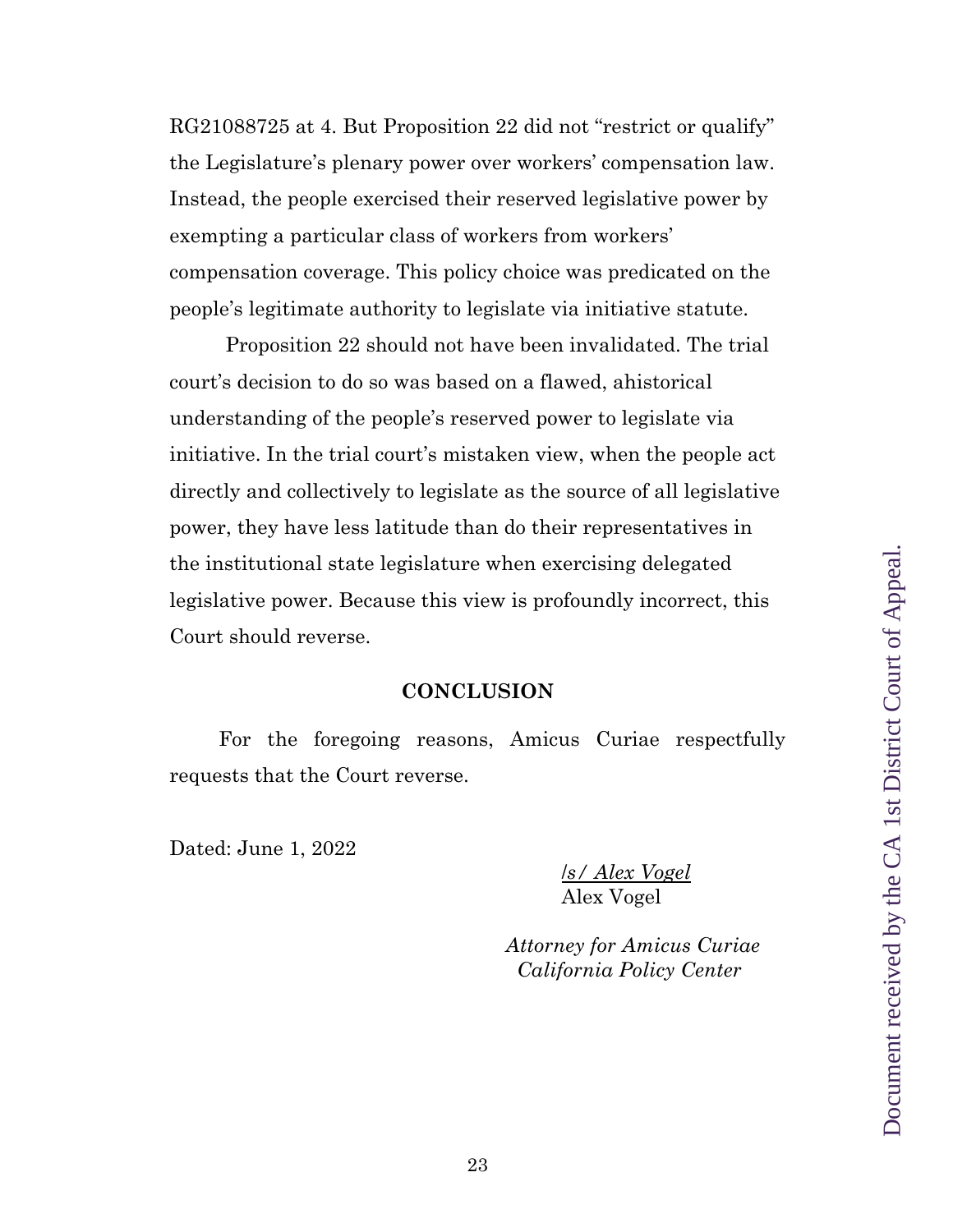RG21088725 at 4. But Proposition 22 did not "restrict or qualify" the Legislature's plenary power over workers' compensation law. Instead, the people exercised their reserved legislative power by exempting a particular class of workers from workers' compensation coverage. This policy choice was predicated on the people's legitimate authority to legislate via initiative statute.

Proposition 22 should not have been invalidated. The trial court's decision to do so was based on a flawed, ahistorical understanding of the people's reserved power to legislate via initiative. In the trial court's mistaken view, when the people act directly and collectively to legislate as the source of all legislative power, they have less latitude than do their representatives in the institutional state legislature when exercising delegated legislative power. Because this view is profoundly incorrect, this Court should reverse.

## CONCLUSION

For the foregoing reasons, Amicus Curiae respectfully requests that the Court reverse.

Dated: June 1, 2022

/s/ Alex Vogel
Alex Vogel

*Attorney for Amicus Curiae*
*California Policy Center*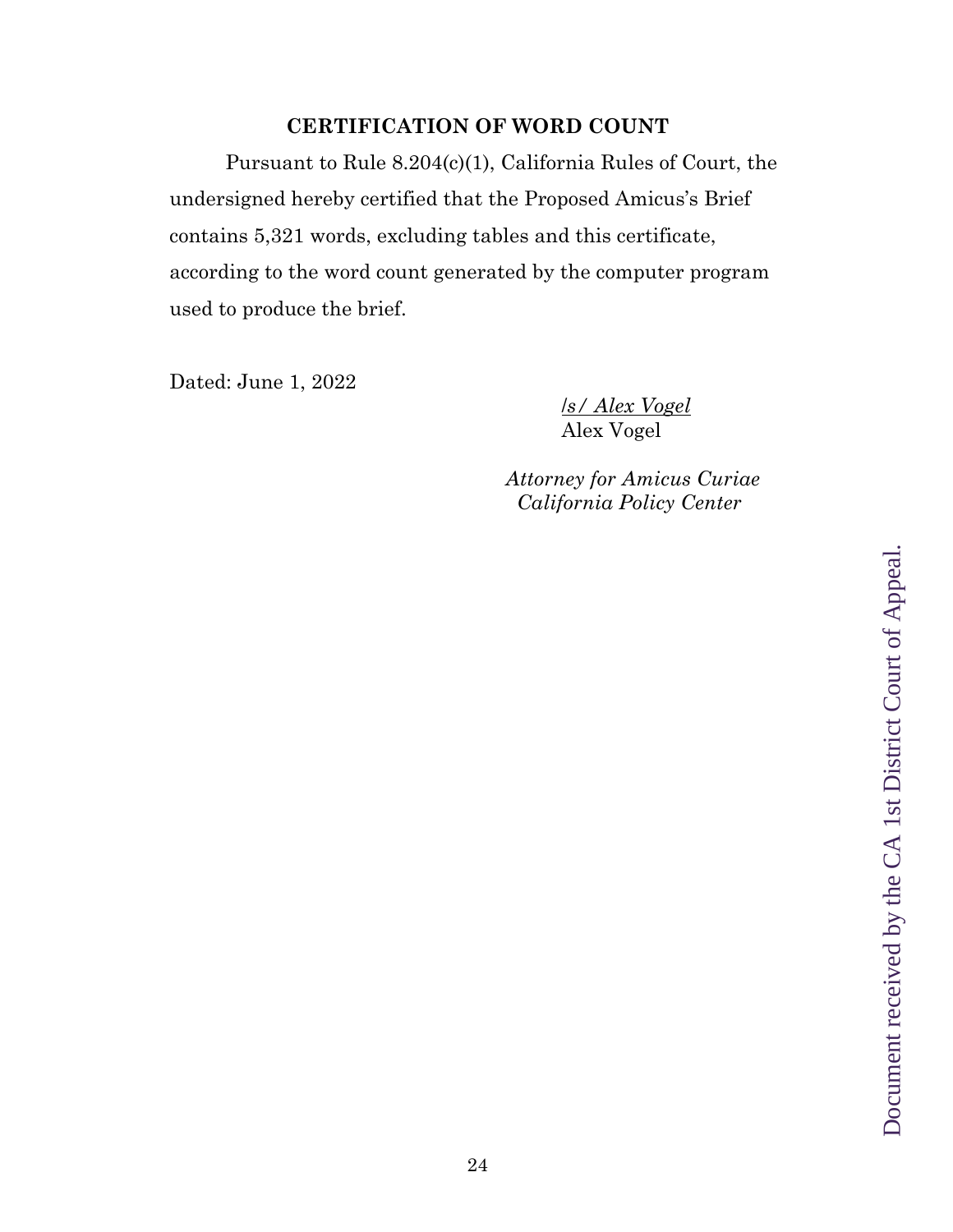## CERTIFICATION OF WORD COUNT

Pursuant to Rule 8.204(c)(1), California Rules of Court, the undersigned hereby certified that the Proposed Amicus's Brief contains 5,321 words, excluding tables and this certificate, according to the word count generated by the computer program used to produce the brief.

Dated: June 1, 2022

/s/ Alex Vogel
Alex Vogel

*Attorney for Amicus Curiae*
*California Policy Center*

Document received by the CA 1st District Court of Appeal.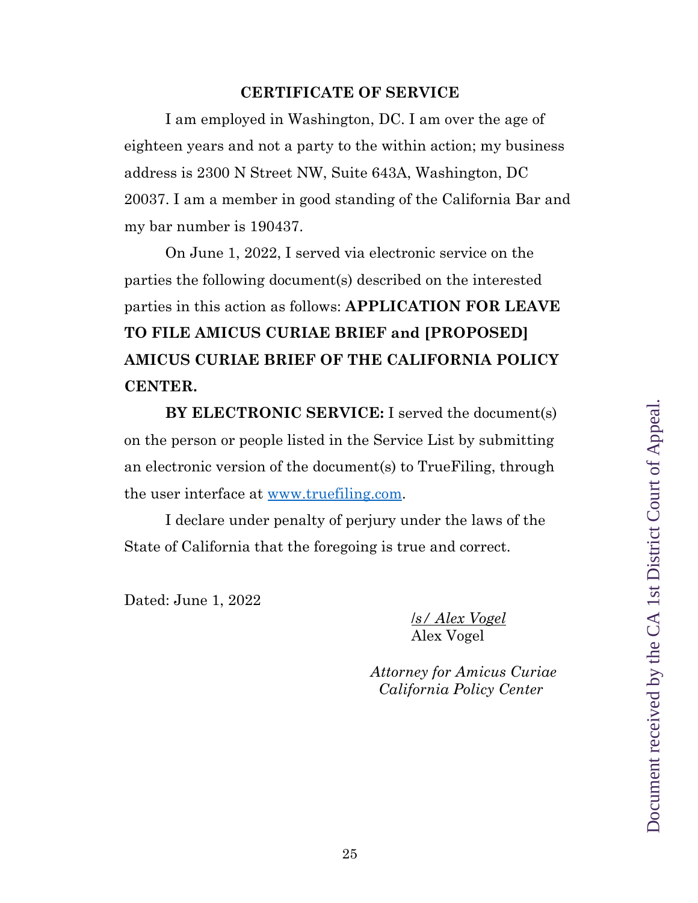## CERTIFICATE OF SERVICE

I am employed in Washington, DC. I am over the age of eighteen years and not a party to the within action; my business address is 2300 N Street NW, Suite 643A, Washington, DC 20037. I am a member in good standing of the California Bar and my bar number is 190437.

On June 1, 2022, I served via electronic service on the parties the following document(s) described on the interested parties in this action as follows: **APPLICATION FOR LEAVE TO FILE AMICUS CURIAE BRIEF and [PROPOSED] AMICUS CURIAE BRIEF OF THE CALIFORNIA POLICY CENTER.**

**BY ELECTRONIC SERVICE:** I served the document(s) on the person or people listed in the Service List by submitting an electronic version of the document(s) to TrueFiling, through the user interface at www.truefiling.com.

I declare under penalty of perjury under the laws of the State of California that the foregoing is true and correct.

Dated: June 1, 2022

*/s/ Alex Vogel*
Alex Vogel

*Attorney for Amicus Curiae California Policy Center*

Document received by the CA 1st District Court of Appeal.